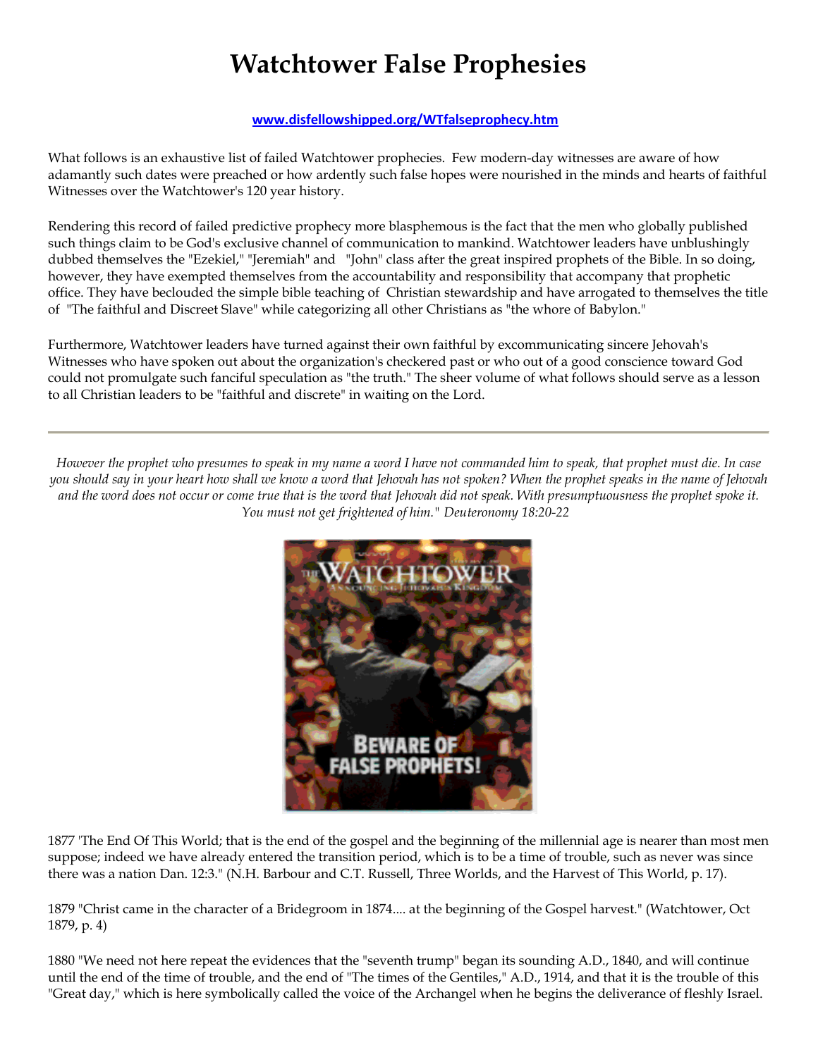# Watchtower False Prophesies

**www.disfellowshipped.org/WTfalseprophecy.htm**

What follows is an exhaustive list of failed Watchtower prophecies. Few modern-day witnesses are aware of how adamantly such dates were preached or how ardently such false hopes were nourished in the minds and hearts of faithful Witnesses over the Watchtower's 120 year history.

Rendering this record of failed predictive prophecy more blasphemous is the fact that the men who globally published such things claim to be God's exclusive channel of communication to mankind. Watchtower leaders have unblushingly dubbed themselves the "Ezekiel," "Jeremiah" and "John" class after the great inspired prophets of the Bible. In so doing, however, they have exempted themselves from the accountability and responsibility that accompany that prophetic office. They have beclouded the simple bible teaching of Christian stewardship and have arrogated to themselves the title of "The faithful and Discreet Slave" while categorizing all other Christians as "the whore of Babylon."

Furthermore, Watchtower leaders have turned against their own faithful by excommunicating sincere Jehovah's Witnesses who have spoken out about the organization's checkered past or who out of a good conscience toward God could not promulgate such fanciful speculation as "the truth." The sheer volume of what follows should serve as a lesson to all Christian leaders to be "faithful and discrete" in waiting on the Lord.

---

*However the prophet who presumes to speak in my name a word I have not commanded him to speak, that prophet must die. In case you should say in your heart how shall we know a word that Jehovah has not spoken? When the prophet speaks in the name of Jehovah and the word does not occur or come true that is the word that Jehovah did not speak. With presumptuousness the prophet spoke it. You must not get frightened of him." Deuteronomy 18:20-22*

1877 'The End Of This World; that is the end of the gospel and the beginning of the millennial age is nearer than most men suppose; indeed we have already entered the transition period, which is to be a time of trouble, such as never was since there was a nation Dan. 12:3." (N.H. Barbour and C.T. Russell, Three Worlds, and the Harvest of This World, p. 17).

1879 "Christ came in the character of a Bridegroom in 1874.... at the beginning of the Gospel harvest." (Watchtower, Oct 1879, p. 4)

1880 "We need not here repeat the evidences that the "seventh trump" began its sounding A.D., 1840, and will continue until the end of the time of trouble, and the end of "The times of the Gentiles," A.D., 1914, and that it is the trouble of this "Great day," which is here symbolically called the voice of the Archangel when he begins the deliverance of fleshly Israel.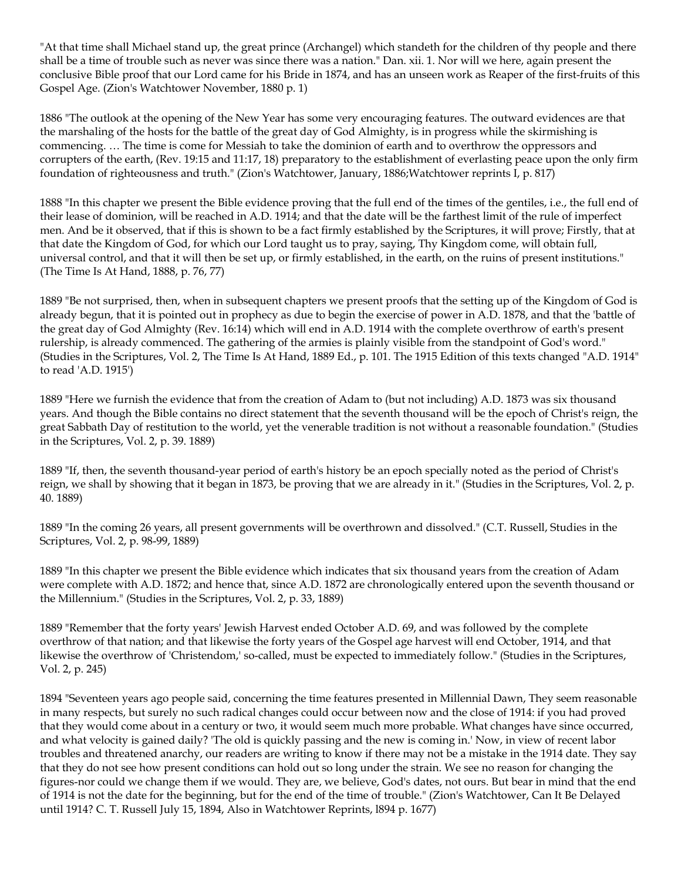"At that time shall Michael stand up, the great prince (Archangel) which standeth for the children of thy people and there shall be a time of trouble such as never was since there was a nation." Dan. xii. 1. Nor will we here, again present the conclusive Bible proof that our Lord came for his Bride in 1874, and has an unseen work as Reaper of the first-fruits of this Gospel Age. (Zion's Watchtower November, 1880 p. 1)

1886 "The outlook at the opening of the New Year has some very encouraging features. The outward evidences are that the marshaling of the hosts for the battle of the great day of God Almighty, is in progress while the skirmishing is commencing. … The time is come for Messiah to take the dominion of earth and to overthrow the oppressors and corrupters of the earth, (Rev. 19:15 and 11:17, 18) preparatory to the establishment of everlasting peace upon the only firm foundation of righteousness and truth." (Zion's Watchtower, January, 1886;Watchtower reprints I, p. 817)

1888 "In this chapter we present the Bible evidence proving that the full end of the times of the gentiles, i.e., the full end of their lease of dominion, will be reached in A.D. 1914; and that the date will be the farthest limit of the rule of imperfect men. And be it observed, that if this is shown to be a fact firmly established by the Scriptures, it will prove; Firstly, that at that date the Kingdom of God, for which our Lord taught us to pray, saying, Thy Kingdom come, will obtain full, universal control, and that it will then be set up, or firmly established, in the earth, on the ruins of present institutions." (The Time Is At Hand, 1888, p. 76, 77)

1889 "Be not surprised, then, when in subsequent chapters we present proofs that the setting up of the Kingdom of God is already begun, that it is pointed out in prophecy as due to begin the exercise of power in A.D. 1878, and that the 'battle of the great day of God Almighty (Rev. 16:14) which will end in A.D. 1914 with the complete overthrow of earth's present rulership, is already commenced. The gathering of the armies is plainly visible from the standpoint of God's word." (Studies in the Scriptures, Vol. 2, The Time Is At Hand, 1889 Ed., p. 101. The 1915 Edition of this texts changed "A.D. 1914" to read 'A.D. 1915')

1889 "Here we furnish the evidence that from the creation of Adam to (but not including) A.D. 1873 was six thousand years. And though the Bible contains no direct statement that the seventh thousand will be the epoch of Christ's reign, the great Sabbath Day of restitution to the world, yet the venerable tradition is not without a reasonable foundation." (Studies in the Scriptures, Vol. 2, p. 39. 1889)

1889 "If, then, the seventh thousand-year period of earth's history be an epoch specially noted as the period of Christ's reign, we shall by showing that it began in 1873, be proving that we are already in it." (Studies in the Scriptures, Vol. 2, p. 40. 1889)

1889 "In the coming 26 years, all present governments will be overthrown and dissolved." (C.T. Russell, Studies in the Scriptures, Vol. 2, p. 98-99, 1889)

1889 "In this chapter we present the Bible evidence which indicates that six thousand years from the creation of Adam were complete with A.D. 1872; and hence that, since A.D. 1872 are chronologically entered upon the seventh thousand or the Millennium." (Studies in the Scriptures, Vol. 2, p. 33, 1889)

1889 "Remember that the forty years' Jewish Harvest ended October A.D. 69, and was followed by the complete overthrow of that nation; and that likewise the forty years of the Gospel age harvest will end October, 1914, and that likewise the overthrow of 'Christendom,' so-called, must be expected to immediately follow." (Studies in the Scriptures, Vol. 2, p. 245)

1894 "Seventeen years ago people said, concerning the time features presented in Millennial Dawn, They seem reasonable in many respects, but surely no such radical changes could occur between now and the close of 1914: if you had proved that they would come about in a century or two, it would seem much more probable. What changes have since occurred, and what velocity is gained daily? 'The old is quickly passing and the new is coming in.' Now, in view of recent labor troubles and threatened anarchy, our readers are writing to know if there may not be a mistake in the 1914 date. They say that they do not see how present conditions can hold out so long under the strain. We see no reason for changing the figures-nor could we change them if we would. They are, we believe, God's dates, not ours. But bear in mind that the end of 1914 is not the date for the beginning, but for the end of the time of trouble." (Zion's Watchtower, Can It Be Delayed until 1914? C. T. Russell July 15, 1894, Also in Watchtower Reprints, l894 p. 1677)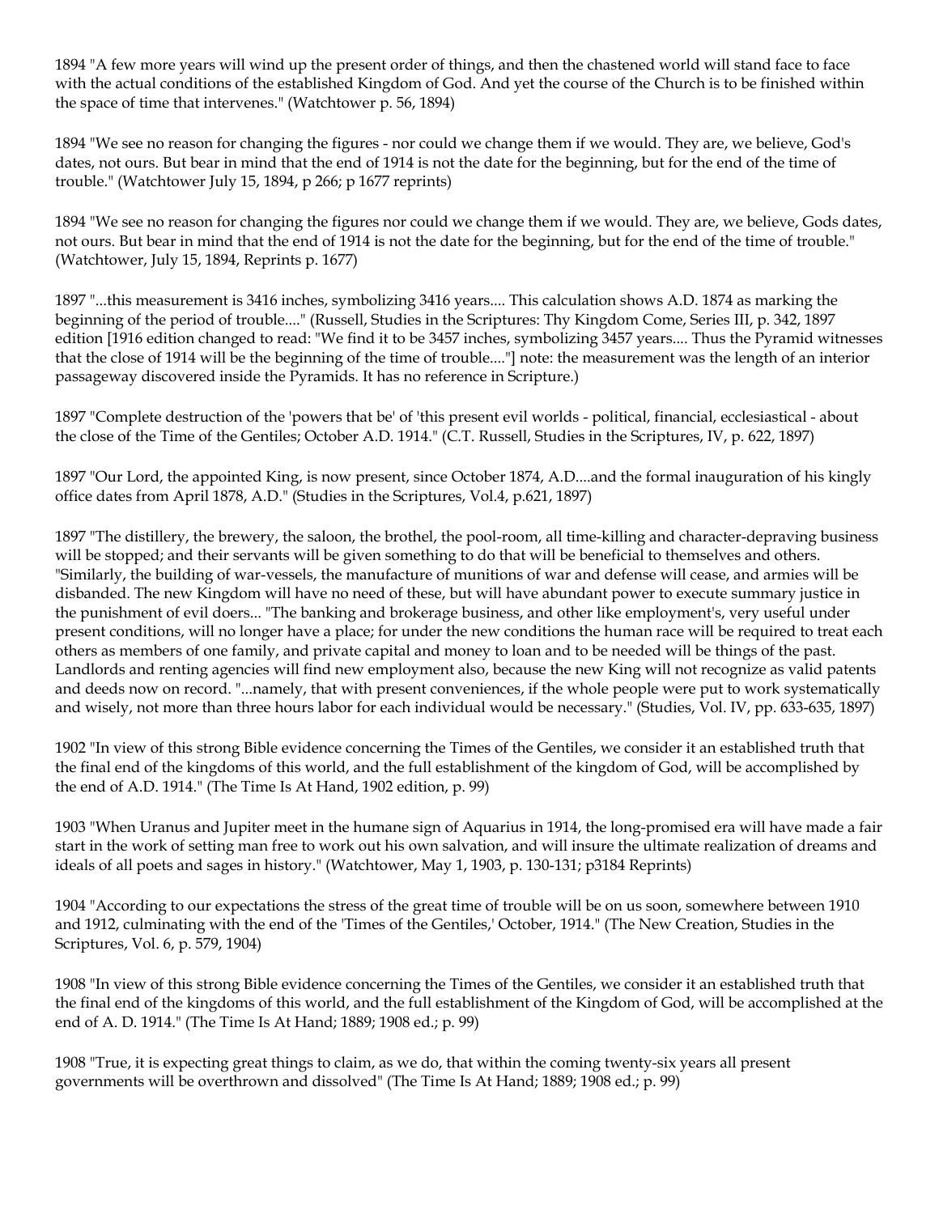1894 "A few more years will wind up the present order of things, and then the chastened world will stand face to face with the actual conditions of the established Kingdom of God. And yet the course of the Church is to be finished within the space of time that intervenes." (Watchtower p. 56, 1894)

1894 "We see no reason for changing the figures - nor could we change them if we would. They are, we believe, God's dates, not ours. But bear in mind that the end of 1914 is not the date for the beginning, but for the end of the time of trouble." (Watchtower July 15, 1894, p 266; p 1677 reprints)

1894 "We see no reason for changing the figures nor could we change them if we would. They are, we believe, Gods dates, not ours. But bear in mind that the end of 1914 is not the date for the beginning, but for the end of the time of trouble." (Watchtower, July 15, 1894, Reprints p. 1677)

1897 "...this measurement is 3416 inches, symbolizing 3416 years.... This calculation shows A.D. 1874 as marking the beginning of the period of trouble...." (Russell, Studies in the Scriptures: Thy Kingdom Come, Series III, p. 342, 1897 edition [1916 edition changed to read: "We find it to be 3457 inches, symbolizing 3457 years.... Thus the Pyramid witnesses that the close of 1914 will be the beginning of the time of trouble...."] note: the measurement was the length of an interior passageway discovered inside the Pyramids. It has no reference in Scripture.)

1897 "Complete destruction of the 'powers that be' of 'this present evil worlds - political, financial, ecclesiastical - about the close of the Time of the Gentiles; October A.D. 1914." (C.T. Russell, Studies in the Scriptures, IV, p. 622, 1897)

1897 "Our Lord, the appointed King, is now present, since October 1874, A.D....and the formal inauguration of his kingly office dates from April 1878, A.D." (Studies in the Scriptures, Vol.4, p.621, 1897)

1897 "The distillery, the brewery, the saloon, the brothel, the pool-room, all time-killing and character-depraving business will be stopped; and their servants will be given something to do that will be beneficial to themselves and others. "Similarly, the building of war-vessels, the manufacture of munitions of war and defense will cease, and armies will be disbanded. The new Kingdom will have no need of these, but will have abundant power to execute summary justice in the punishment of evil doers... "The banking and brokerage business, and other like employment's, very useful under present conditions, will no longer have a place; for under the new conditions the human race will be required to treat each others as members of one family, and private capital and money to loan and to be needed will be things of the past. Landlords and renting agencies will find new employment also, because the new King will not recognize as valid patents and deeds now on record. "...namely, that with present conveniences, if the whole people were put to work systematically and wisely, not more than three hours labor for each individual would be necessary." (Studies, Vol. IV, pp. 633-635, 1897)

1902 "In view of this strong Bible evidence concerning the Times of the Gentiles, we consider it an established truth that the final end of the kingdoms of this world, and the full establishment of the kingdom of God, will be accomplished by the end of A.D. 1914." (The Time Is At Hand, 1902 edition, p. 99)

1903 "When Uranus and Jupiter meet in the humane sign of Aquarius in 1914, the long-promised era will have made a fair start in the work of setting man free to work out his own salvation, and will insure the ultimate realization of dreams and ideals of all poets and sages in history." (Watchtower, May 1, 1903, p. 130-131; p3184 Reprints)

1904 "According to our expectations the stress of the great time of trouble will be on us soon, somewhere between 1910 and 1912, culminating with the end of the 'Times of the Gentiles,' October, 1914." (The New Creation, Studies in the Scriptures, Vol. 6, p. 579, 1904)

1908 "In view of this strong Bible evidence concerning the Times of the Gentiles, we consider it an established truth that the final end of the kingdoms of this world, and the full establishment of the Kingdom of God, will be accomplished at the end of A. D. 1914." (The Time Is At Hand; 1889; 1908 ed.; p. 99)

1908 "True, it is expecting great things to claim, as we do, that within the coming twenty-six years all present governments will be overthrown and dissolved" (The Time Is At Hand; 1889; 1908 ed.; p. 99)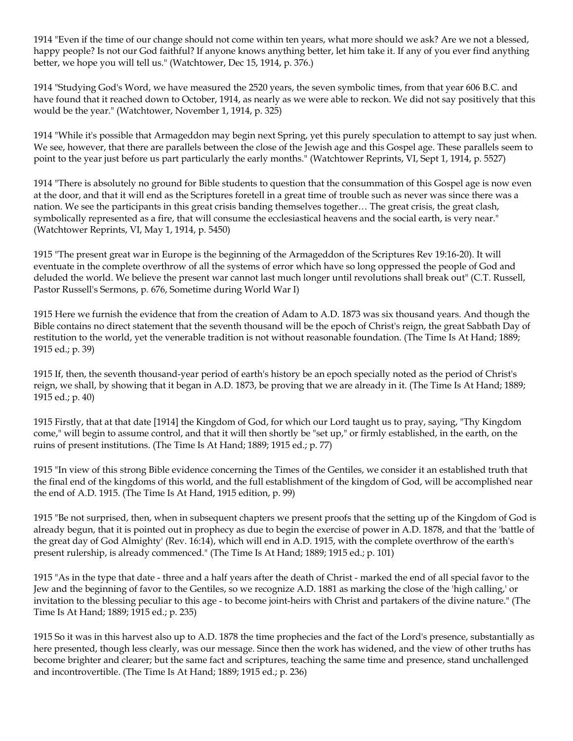1914 "Even if the time of our change should not come within ten years, what more should we ask? Are we not a blessed, happy people? Is not our God faithful? If anyone knows anything better, let him take it. If any of you ever find anything better, we hope you will tell us." (Watchtower, Dec 15, 1914, p. 376.)

1914 "Studying God's Word, we have measured the 2520 years, the seven symbolic times, from that year 606 B.C. and have found that it reached down to October, 1914, as nearly as we were able to reckon. We did not say positively that this would be the year." (Watchtower, November 1, 1914, p. 325)

1914 "While it's possible that Armageddon may begin next Spring, yet this purely speculation to attempt to say just when. We see, however, that there are parallels between the close of the Jewish age and this Gospel age. These parallels seem to point to the year just before us part particularly the early months." (Watchtower Reprints, VI, Sept 1, 1914, p. 5527)

1914 "There is absolutely no ground for Bible students to question that the consummation of this Gospel age is now even at the door, and that it will end as the Scriptures foretell in a great time of trouble such as never was since there was a nation. We see the participants in this great crisis banding themselves together… The great crisis, the great clash, symbolically represented as a fire, that will consume the ecclesiastical heavens and the social earth, is very near." (Watchtower Reprints, VI, May 1, 1914, p. 5450)

1915 "The present great war in Europe is the beginning of the Armageddon of the Scriptures Rev 19:16-20). It will eventuate in the complete overthrow of all the systems of error which have so long oppressed the people of God and deluded the world. We believe the present war cannot last much longer until revolutions shall break out" (C.T. Russell, Pastor Russell's Sermons, p. 676, Sometime during World War I)

1915 Here we furnish the evidence that from the creation of Adam to A.D. 1873 was six thousand years. And though the Bible contains no direct statement that the seventh thousand will be the epoch of Christ's reign, the great Sabbath Day of restitution to the world, yet the venerable tradition is not without reasonable foundation. (The Time Is At Hand; 1889; 1915 ed.; p. 39)

1915 If, then, the seventh thousand-year period of earth's history be an epoch specially noted as the period of Christ's reign, we shall, by showing that it began in A.D. 1873, be proving that we are already in it. (The Time Is At Hand; 1889; 1915 ed.; p. 40)

1915 Firstly, that at that date [1914] the Kingdom of God, for which our Lord taught us to pray, saying, "Thy Kingdom come," will begin to assume control, and that it will then shortly be "set up," or firmly established, in the earth, on the ruins of present institutions. (The Time Is At Hand; 1889; 1915 ed.; p. 77)

1915 "In view of this strong Bible evidence concerning the Times of the Gentiles, we consider it an established truth that the final end of the kingdoms of this world, and the full establishment of the kingdom of God, will be accomplished near the end of A.D. 1915. (The Time Is At Hand, 1915 edition, p. 99)

1915 "Be not surprised, then, when in subsequent chapters we present proofs that the setting up of the Kingdom of God is already begun, that it is pointed out in prophecy as due to begin the exercise of power in A.D. 1878, and that the 'battle of the great day of God Almighty' (Rev. 16:14), which will end in A.D. 1915, with the complete overthrow of the earth's present rulership, is already commenced." (The Time Is At Hand; 1889; 1915 ed.; p. 101)

1915 "As in the type that date - three and a half years after the death of Christ - marked the end of all special favor to the Jew and the beginning of favor to the Gentiles, so we recognize A.D. 1881 as marking the close of the 'high calling,' or invitation to the blessing peculiar to this age - to become joint-heirs with Christ and partakers of the divine nature." (The Time Is At Hand; 1889; 1915 ed.; p. 235)

1915 So it was in this harvest also up to A.D. 1878 the time prophecies and the fact of the Lord's presence, substantially as here presented, though less clearly, was our message. Since then the work has widened, and the view of other truths has become brighter and clearer; but the same fact and scriptures, teaching the same time and presence, stand unchallenged and incontrovertible. (The Time Is At Hand; 1889; 1915 ed.; p. 236)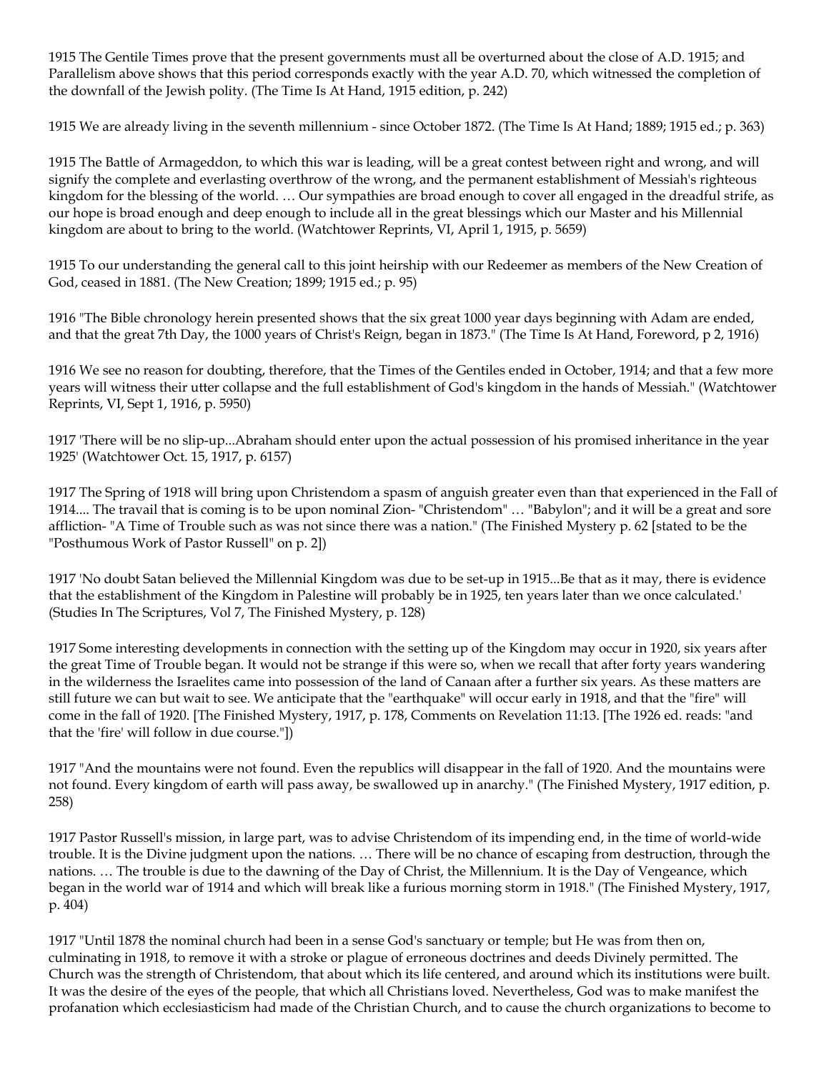1915 The Gentile Times prove that the present governments must all be overturned about the close of A.D. 1915; and Parallelism above shows that this period corresponds exactly with the year A.D. 70, which witnessed the completion of the downfall of the Jewish polity. (The Time Is At Hand, 1915 edition, p. 242)

1915 We are already living in the seventh millennium - since October 1872. (The Time Is At Hand; 1889; 1915 ed.; p. 363)

1915 The Battle of Armageddon, to which this war is leading, will be a great contest between right and wrong, and will signify the complete and everlasting overthrow of the wrong, and the permanent establishment of Messiah's righteous kingdom for the blessing of the world. … Our sympathies are broad enough to cover all engaged in the dreadful strife, as our hope is broad enough and deep enough to include all in the great blessings which our Master and his Millennial kingdom are about to bring to the world. (Watchtower Reprints, VI, April 1, 1915, p. 5659)

1915 To our understanding the general call to this joint heirship with our Redeemer as members of the New Creation of God, ceased in 1881. (The New Creation; 1899; 1915 ed.; p. 95)

1916 "The Bible chronology herein presented shows that the six great 1000 year days beginning with Adam are ended, and that the great 7th Day, the 1000 years of Christ's Reign, began in 1873." (The Time Is At Hand, Foreword, p 2, 1916)

1916 We see no reason for doubting, therefore, that the Times of the Gentiles ended in October, 1914; and that a few more years will witness their utter collapse and the full establishment of God's kingdom in the hands of Messiah." (Watchtower Reprints, VI, Sept 1, 1916, p. 5950)

1917 'There will be no slip-up...Abraham should enter upon the actual possession of his promised inheritance in the year 1925' (Watchtower Oct. 15, 1917, p. 6157)

1917 The Spring of 1918 will bring upon Christendom a spasm of anguish greater even than that experienced in the Fall of 1914.... The travail that is coming is to be upon nominal Zion- "Christendom" … "Babylon"; and it will be a great and sore affliction- "A Time of Trouble such as was not since there was a nation." (The Finished Mystery p. 62 [stated to be the "Posthumous Work of Pastor Russell" on p. 2])

1917 'No doubt Satan believed the Millennial Kingdom was due to be set-up in 1915...Be that as it may, there is evidence that the establishment of the Kingdom in Palestine will probably be in 1925, ten years later than we once calculated.' (Studies In The Scriptures, Vol 7, The Finished Mystery, p. 128)

1917 Some interesting developments in connection with the setting up of the Kingdom may occur in 1920, six years after the great Time of Trouble began. It would not be strange if this were so, when we recall that after forty years wandering in the wilderness the Israelites came into possession of the land of Canaan after a further six years. As these matters are still future we can but wait to see. We anticipate that the "earthquake" will occur early in 1918, and that the "fire" will come in the fall of 1920. [The Finished Mystery, 1917, p. 178, Comments on Revelation 11:13. [The 1926 ed. reads: "and that the 'fire' will follow in due course."])

1917 "And the mountains were not found. Even the republics will disappear in the fall of 1920. And the mountains were not found. Every kingdom of earth will pass away, be swallowed up in anarchy." (The Finished Mystery, 1917 edition, p. 258)

1917 Pastor Russell's mission, in large part, was to advise Christendom of its impending end, in the time of world-wide trouble. It is the Divine judgment upon the nations. … There will be no chance of escaping from destruction, through the nations. … The trouble is due to the dawning of the Day of Christ, the Millennium. It is the Day of Vengeance, which began in the world war of 1914 and which will break like a furious morning storm in 1918." (The Finished Mystery, 1917, p. 404)

1917 "Until 1878 the nominal church had been in a sense God's sanctuary or temple; but He was from then on, culminating in 1918, to remove it with a stroke or plague of erroneous doctrines and deeds Divinely permitted. The Church was the strength of Christendom, that about which its life centered, and around which its institutions were built. It was the desire of the eyes of the people, that which all Christians loved. Nevertheless, God was to make manifest the profanation which ecclesiasticism had made of the Christian Church, and to cause the church organizations to become to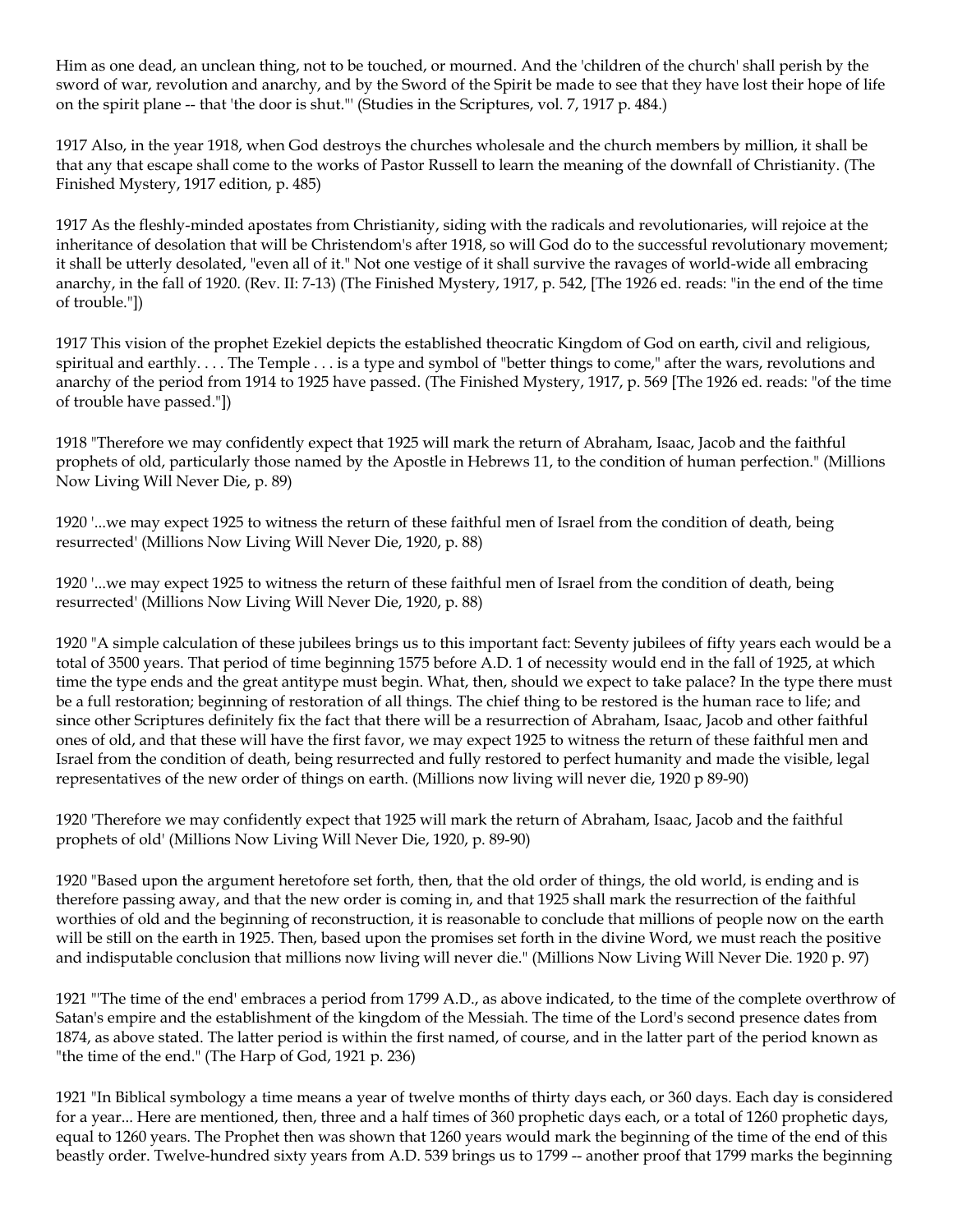Him as one dead, an unclean thing, not to be touched, or mourned. And the 'children of the church' shall perish by the sword of war, revolution and anarchy, and by the Sword of the Spirit be made to see that they have lost their hope of life on the spirit plane -- that 'the door is shut.'" (Studies in the Scriptures, vol. 7, 1917 p. 484.)

1917 Also, in the year 1918, when God destroys the churches wholesale and the church members by million, it shall be that any that escape shall come to the works of Pastor Russell to learn the meaning of the downfall of Christianity. (The Finished Mystery, 1917 edition, p. 485)

1917 As the fleshly-minded apostates from Christianity, siding with the radicals and revolutionaries, will rejoice at the inheritance of desolation that will be Christendom's after 1918, so will God do to the successful revolutionary movement; it shall be utterly desolated, "even all of it." Not one vestige of it shall survive the ravages of world-wide all embracing anarchy, in the fall of 1920. (Rev. II: 7-13) (The Finished Mystery, 1917, p. 542, [The 1926 ed. reads: "in the end of the time of trouble."])

1917 This vision of the prophet Ezekiel depicts the established theocratic Kingdom of God on earth, civil and religious, spiritual and earthly. . . . The Temple . . . is a type and symbol of "better things to come," after the wars, revolutions and anarchy of the period from 1914 to 1925 have passed. (The Finished Mystery, 1917, p. 569 [The 1926 ed. reads: "of the time of trouble have passed."])

1918 "Therefore we may confidently expect that 1925 will mark the return of Abraham, Isaac, Jacob and the faithful prophets of old, particularly those named by the Apostle in Hebrews 11, to the condition of human perfection." (Millions Now Living Will Never Die, p. 89)

1920 '...we may expect 1925 to witness the return of these faithful men of Israel from the condition of death, being resurrected' (Millions Now Living Will Never Die, 1920, p. 88)

1920 '...we may expect 1925 to witness the return of these faithful men of Israel from the condition of death, being resurrected' (Millions Now Living Will Never Die, 1920, p. 88)

1920 "A simple calculation of these jubilees brings us to this important fact: Seventy jubilees of fifty years each would be a total of 3500 years. That period of time beginning 1575 before A.D. 1 of necessity would end in the fall of 1925, at which time the type ends and the great antitype must begin. What, then, should we expect to take palace? In the type there must be a full restoration; beginning of restoration of all things. The chief thing to be restored is the human race to life; and since other Scriptures definitely fix the fact that there will be a resurrection of Abraham, Isaac, Jacob and other faithful ones of old, and that these will have the first favor, we may expect 1925 to witness the return of these faithful men and Israel from the condition of death, being resurrected and fully restored to perfect humanity and made the visible, legal representatives of the new order of things on earth. (Millions now living will never die, 1920 p 89-90)

1920 'Therefore we may confidently expect that 1925 will mark the return of Abraham, Isaac, Jacob and the faithful prophets of old' (Millions Now Living Will Never Die, 1920, p. 89-90)

1920 "Based upon the argument heretofore set forth, then, that the old order of things, the old world, is ending and is therefore passing away, and that the new order is coming in, and that 1925 shall mark the resurrection of the faithful worthies of old and the beginning of reconstruction, it is reasonable to conclude that millions of people now on the earth will be still on the earth in 1925. Then, based upon the promises set forth in the divine Word, we must reach the positive and indisputable conclusion that millions now living will never die." (Millions Now Living Will Never Die. 1920 p. 97)

1921 "'The time of the end' embraces a period from 1799 A.D., as above indicated, to the time of the complete overthrow of Satan's empire and the establishment of the kingdom of the Messiah. The time of the Lord's second presence dates from 1874, as above stated. The latter period is within the first named, of course, and in the latter part of the period known as "the time of the end." (The Harp of God, 1921 p. 236)

1921 "In Biblical symbology a time means a year of twelve months of thirty days each, or 360 days. Each day is considered for a year... Here are mentioned, then, three and a half times of 360 prophetic days each, or a total of 1260 prophetic days, equal to 1260 years. The Prophet then was shown that 1260 years would mark the beginning of the time of the end of this beastly order. Twelve-hundred sixty years from A.D. 539 brings us to 1799 -- another proof that 1799 marks the beginning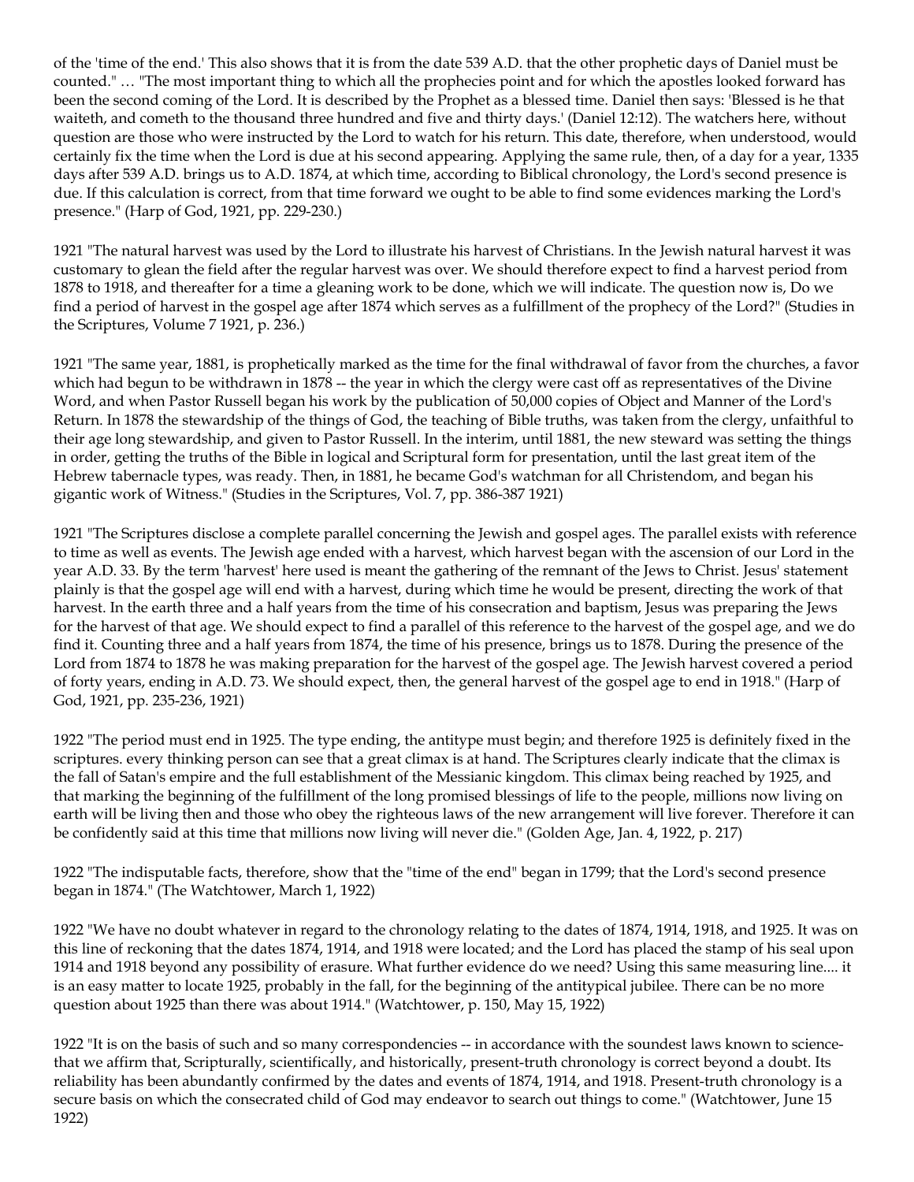of the 'time of the end.' This also shows that it is from the date 539 A.D. that the other prophetic days of Daniel must be counted." … "The most important thing to which all the prophecies point and for which the apostles looked forward has been the second coming of the Lord. It is described by the Prophet as a blessed time. Daniel then says: 'Blessed is he that waiteth, and cometh to the thousand three hundred and five and thirty days.' (Daniel 12:12). The watchers here, without question are those who were instructed by the Lord to watch for his return. This date, therefore, when understood, would certainly fix the time when the Lord is due at his second appearing. Applying the same rule, then, of a day for a year, 1335 days after 539 A.D. brings us to A.D. 1874, at which time, according to Biblical chronology, the Lord's second presence is due. If this calculation is correct, from that time forward we ought to be able to find some evidences marking the Lord's presence." (Harp of God, 1921, pp. 229-230.)

1921 "The natural harvest was used by the Lord to illustrate his harvest of Christians. In the Jewish natural harvest it was customary to glean the field after the regular harvest was over. We should therefore expect to find a harvest period from 1878 to 1918, and thereafter for a time a gleaning work to be done, which we will indicate. The question now is, Do we find a period of harvest in the gospel age after 1874 which serves as a fulfillment of the prophecy of the Lord?" (Studies in the Scriptures, Volume 7 1921, p. 236.)

1921 "The same year, 1881, is prophetically marked as the time for the final withdrawal of favor from the churches, a favor which had begun to be withdrawn in 1878 -- the year in which the clergy were cast off as representatives of the Divine Word, and when Pastor Russell began his work by the publication of 50,000 copies of Object and Manner of the Lord's Return. In 1878 the stewardship of the things of God, the teaching of Bible truths, was taken from the clergy, unfaithful to their age long stewardship, and given to Pastor Russell. In the interim, until 1881, the new steward was setting the things in order, getting the truths of the Bible in logical and Scriptural form for presentation, until the last great item of the Hebrew tabernacle types, was ready. Then, in 1881, he became God's watchman for all Christendom, and began his gigantic work of Witness." (Studies in the Scriptures, Vol. 7, pp. 386-387 1921)

1921 "The Scriptures disclose a complete parallel concerning the Jewish and gospel ages. The parallel exists with reference to time as well as events. The Jewish age ended with a harvest, which harvest began with the ascension of our Lord in the year A.D. 33. By the term 'harvest' here used is meant the gathering of the remnant of the Jews to Christ. Jesus' statement plainly is that the gospel age will end with a harvest, during which time he would be present, directing the work of that harvest. In the earth three and a half years from the time of his consecration and baptism, Jesus was preparing the Jews for the harvest of that age. We should expect to find a parallel of this reference to the harvest of the gospel age, and we do find it. Counting three and a half years from 1874, the time of his presence, brings us to 1878. During the presence of the Lord from 1874 to 1878 he was making preparation for the harvest of the gospel age. The Jewish harvest covered a period of forty years, ending in A.D. 73. We should expect, then, the general harvest of the gospel age to end in 1918." (Harp of God, 1921, pp. 235-236, 1921)

1922 "The period must end in 1925. The type ending, the antitype must begin; and therefore 1925 is definitely fixed in the scriptures. every thinking person can see that a great climax is at hand. The Scriptures clearly indicate that the climax is the fall of Satan's empire and the full establishment of the Messianic kingdom. This climax being reached by 1925, and that marking the beginning of the fulfillment of the long promised blessings of life to the people, millions now living on earth will be living then and those who obey the righteous laws of the new arrangement will live forever. Therefore it can be confidently said at this time that millions now living will never die." (Golden Age, Jan. 4, 1922, p. 217)

1922 "The indisputable facts, therefore, show that the "time of the end" began in 1799; that the Lord's second presence began in 1874." (The Watchtower, March 1, 1922)

1922 "We have no doubt whatever in regard to the chronology relating to the dates of 1874, 1914, 1918, and 1925. It was on this line of reckoning that the dates 1874, 1914, and 1918 were located; and the Lord has placed the stamp of his seal upon 1914 and 1918 beyond any possibility of erasure. What further evidence do we need? Using this same measuring line.... it is an easy matter to locate 1925, probably in the fall, for the beginning of the antitypical jubilee. There can be no more question about 1925 than there was about 1914." (Watchtower, p. 150, May 15, 1922)

1922 "It is on the basis of such and so many correspondencies -- in accordance with the soundest laws known to science-that we affirm that, Scripturally, scientifically, and historically, present-truth chronology is correct beyond a doubt. Its reliability has been abundantly confirmed by the dates and events of 1874, 1914, and 1918. Present-truth chronology is a secure basis on which the consecrated child of God may endeavor to search out things to come." (Watchtower, June 15 1922)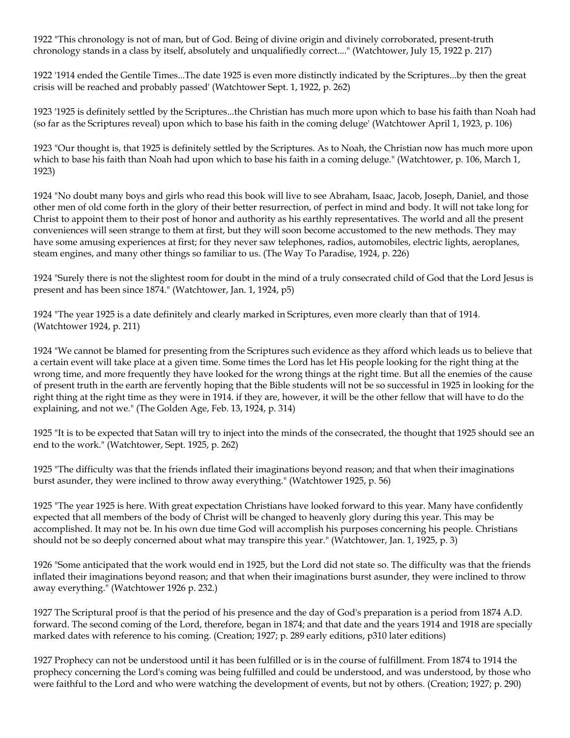1922 "This chronology is not of man, but of God. Being of divine origin and divinely corroborated, present-truth chronology stands in a class by itself, absolutely and unqualifiedly correct...." (Watchtower, July 15, 1922 p. 217)

1922 '1914 ended the Gentile Times...The date 1925 is even more distinctly indicated by the Scriptures...by then the great crisis will be reached and probably passed' (Watchtower Sept. 1, 1922, p. 262)

1923 '1925 is definitely settled by the Scriptures...the Christian has much more upon which to base his faith than Noah had (so far as the Scriptures reveal) upon which to base his faith in the coming deluge' (Watchtower April 1, 1923, p. 106)

1923 "Our thought is, that 1925 is definitely settled by the Scriptures. As to Noah, the Christian now has much more upon which to base his faith than Noah had upon which to base his faith in a coming deluge." (Watchtower, p. 106, March 1, 1923)

1924 "No doubt many boys and girls who read this book will live to see Abraham, Isaac, Jacob, Joseph, Daniel, and those other men of old come forth in the glory of their better resurrection, of perfect in mind and body. It will not take long for Christ to appoint them to their post of honor and authority as his earthly representatives. The world and all the present conveniences will seen strange to them at first, but they will soon become accustomed to the new methods. They may have some amusing experiences at first; for they never saw telephones, radios, automobiles, electric lights, aeroplanes, steam engines, and many other things so familiar to us. (The Way To Paradise, 1924, p. 226)

1924 "Surely there is not the slightest room for doubt in the mind of a truly consecrated child of God that the Lord Jesus is present and has been since 1874." (Watchtower, Jan. 1, 1924, p5)

1924 "The year 1925 is a date definitely and clearly marked in Scriptures, even more clearly than that of 1914. (Watchtower 1924, p. 211)

1924 "We cannot be blamed for presenting from the Scriptures such evidence as they afford which leads us to believe that a certain event will take place at a given time. Some times the Lord has let His people looking for the right thing at the wrong time, and more frequently they have looked for the wrong things at the right time. But all the enemies of the cause of present truth in the earth are fervently hoping that the Bible students will not be so successful in 1925 in looking for the right thing at the right time as they were in 1914. if they are, however, it will be the other fellow that will have to do the explaining, and not we." (The Golden Age, Feb. 13, 1924, p. 314)

1925 "It is to be expected that Satan will try to inject into the minds of the consecrated, the thought that 1925 should see an end to the work." (Watchtower, Sept. 1925, p. 262)

1925 "The difficulty was that the friends inflated their imaginations beyond reason; and that when their imaginations burst asunder, they were inclined to throw away everything." (Watchtower 1925, p. 56)

1925 "The year 1925 is here. With great expectation Christians have looked forward to this year. Many have confidently expected that all members of the body of Christ will be changed to heavenly glory during this year. This may be accomplished. It may not be. In his own due time God will accomplish his purposes concerning his people. Christians should not be so deeply concerned about what may transpire this year." (Watchtower, Jan. 1, 1925, p. 3)

1926 "Some anticipated that the work would end in 1925, but the Lord did not state so. The difficulty was that the friends inflated their imaginations beyond reason; and that when their imaginations burst asunder, they were inclined to throw away everything." (Watchtower 1926 p. 232.)

1927 The Scriptural proof is that the period of his presence and the day of God's preparation is a period from 1874 A.D. forward. The second coming of the Lord, therefore, began in 1874; and that date and the years 1914 and 1918 are specially marked dates with reference to his coming. (Creation; 1927; p. 289 early editions, p310 later editions)

1927 Prophecy can not be understood until it has been fulfilled or is in the course of fulfillment. From 1874 to 1914 the prophecy concerning the Lord's coming was being fulfilled and could be understood, and was understood, by those who were faithful to the Lord and who were watching the development of events, but not by others. (Creation; 1927; p. 290)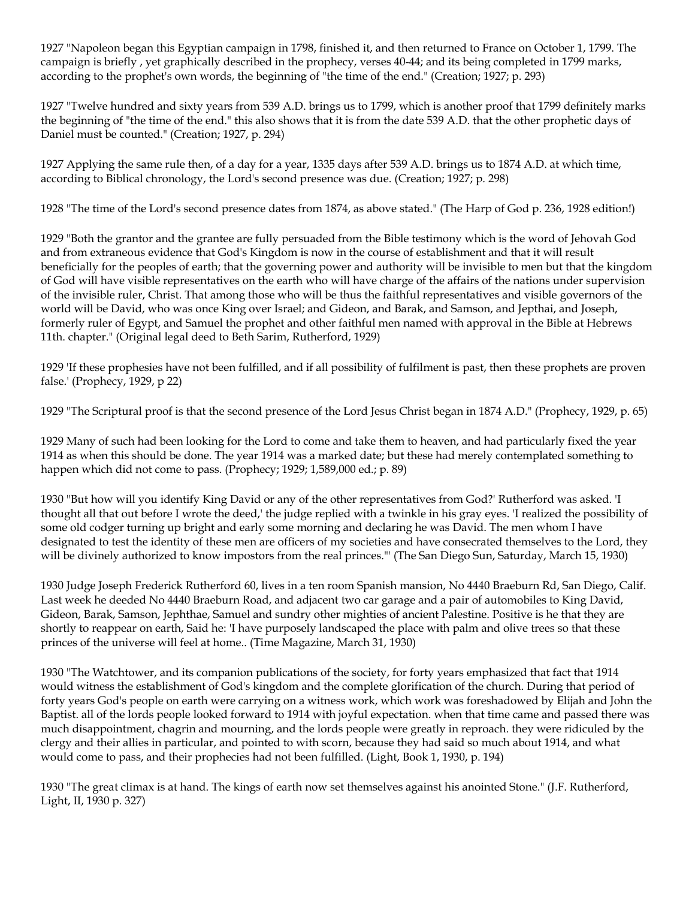1927 "Napoleon began this Egyptian campaign in 1798, finished it, and then returned to France on October 1, 1799. The campaign is briefly , yet graphically described in the prophecy, verses 40-44; and its being completed in 1799 marks, according to the prophet's own words, the beginning of "the time of the end." (Creation; 1927; p. 293)

1927 "Twelve hundred and sixty years from 539 A.D. brings us to 1799, which is another proof that 1799 definitely marks the beginning of "the time of the end." this also shows that it is from the date 539 A.D. that the other prophetic days of Daniel must be counted." (Creation; 1927, p. 294)

1927 Applying the same rule then, of a day for a year, 1335 days after 539 A.D. brings us to 1874 A.D. at which time, according to Biblical chronology, the Lord's second presence was due. (Creation; 1927; p. 298)

1928 "The time of the Lord's second presence dates from 1874, as above stated." (The Harp of God p. 236, 1928 edition!)

1929 "Both the grantor and the grantee are fully persuaded from the Bible testimony which is the word of Jehovah God and from extraneous evidence that God's Kingdom is now in the course of establishment and that it will result beneficially for the peoples of earth; that the governing power and authority will be invisible to men but that the kingdom of God will have visible representatives on the earth who will have charge of the affairs of the nations under supervision of the invisible ruler, Christ. That among those who will be thus the faithful representatives and visible governors of the world will be David, who was once King over Israel; and Gideon, and Barak, and Samson, and Jepthai, and Joseph, formerly ruler of Egypt, and Samuel the prophet and other faithful men named with approval in the Bible at Hebrews 11th. chapter." (Original legal deed to Beth Sarim, Rutherford, 1929)

1929 'If these prophesies have not been fulfilled, and if all possibility of fulfilment is past, then these prophets are proven false.' (Prophecy, 1929, p 22)

1929 "The Scriptural proof is that the second presence of the Lord Jesus Christ began in 1874 A.D." (Prophecy, 1929, p. 65)

1929 Many of such had been looking for the Lord to come and take them to heaven, and had particularly fixed the year 1914 as when this should be done. The year 1914 was a marked date; but these had merely contemplated something to happen which did not come to pass. (Prophecy; 1929; 1,589,000 ed.; p. 89)

1930 "But how will you identify King David or any of the other representatives from God?' Rutherford was asked. 'I thought all that out before I wrote the deed,' the judge replied with a twinkle in his gray eyes. 'I realized the possibility of some old codger turning up bright and early some morning and declaring he was David. The men whom I have designated to test the identity of these men are officers of my societies and have consecrated themselves to the Lord, they will be divinely authorized to know impostors from the real princes."' (The San Diego Sun, Saturday, March 15, 1930)

1930 Judge Joseph Frederick Rutherford 60, lives in a ten room Spanish mansion, No 4440 Braeburn Rd, San Diego, Calif. Last week he deeded No 4440 Braeburn Road, and adjacent two car garage and a pair of automobiles to King David, Gideon, Barak, Samson, Jephthae, Samuel and sundry other mighties of ancient Palestine. Positive is he that they are shortly to reappear on earth, Said he: 'I have purposely landscaped the place with palm and olive trees so that these princes of the universe will feel at home.. (Time Magazine, March 31, 1930)

1930 "The Watchtower, and its companion publications of the society, for forty years emphasized that fact that 1914 would witness the establishment of God's kingdom and the complete glorification of the church. During that period of forty years God's people on earth were carrying on a witness work, which work was foreshadowed by Elijah and John the Baptist. all of the lords people looked forward to 1914 with joyful expectation. when that time came and passed there was much disappointment, chagrin and mourning, and the lords people were greatly in reproach. they were ridiculed by the clergy and their allies in particular, and pointed to with scorn, because they had said so much about 1914, and what would come to pass, and their prophecies had not been fulfilled. (Light, Book 1, 1930, p. 194)

1930 "The great climax is at hand. The kings of earth now set themselves against his anointed Stone." (J.F. Rutherford, Light, II, 1930 p. 327)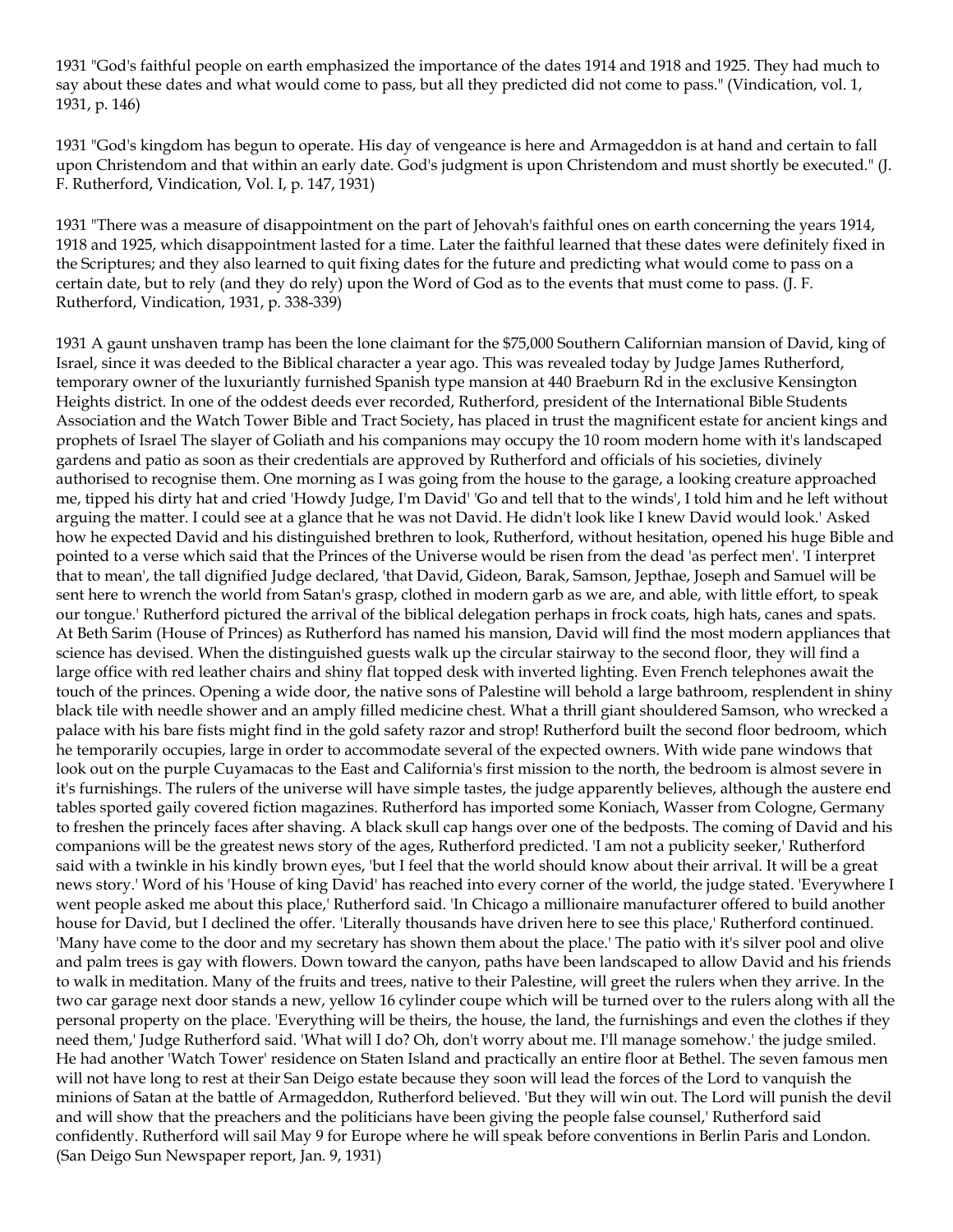1931 "God's faithful people on earth emphasized the importance of the dates 1914 and 1918 and 1925. They had much to say about these dates and what would come to pass, but all they predicted did not come to pass." (Vindication, vol. 1, 1931, p. 146)

1931 "God's kingdom has begun to operate. His day of vengeance is here and Armageddon is at hand and certain to fall upon Christendom and that within an early date. God's judgment is upon Christendom and must shortly be executed." (J. F. Rutherford, Vindication, Vol. I, p. 147, 1931)

1931 "There was a measure of disappointment on the part of Jehovah's faithful ones on earth concerning the years 1914, 1918 and 1925, which disappointment lasted for a time. Later the faithful learned that these dates were definitely fixed in the Scriptures; and they also learned to quit fixing dates for the future and predicting what would come to pass on a certain date, but to rely (and they do rely) upon the Word of God as to the events that must come to pass. (J. F. Rutherford, Vindication, 1931, p. 338-339)

1931 A gaunt unshaven tramp has been the lone claimant for the $75,000 Southern Californian mansion of David, king of Israel, since it was deeded to the Biblical character a year ago. This was revealed today by Judge James Rutherford, temporary owner of the luxuriantly furnished Spanish type mansion at 440 Braeburn Rd in the exclusive Kensington Heights district. In one of the oddest deeds ever recorded, Rutherford, president of the International Bible Students Association and the Watch Tower Bible and Tract Society, has placed in trust the magnificent estate for ancient kings and prophets of Israel The slayer of Goliath and his companions may occupy the 10 room modern home with it's landscaped gardens and patio as soon as their credentials are approved by Rutherford and officials of his societies, divinely authorised to recognise them. One morning as I was going from the house to the garage, a looking creature approached me, tipped his dirty hat and cried 'Howdy Judge, I'm David' 'Go and tell that to the winds', I told him and he left without arguing the matter. I could see at a glance that he was not David. He didn't look like I knew David would look.' Asked how he expected David and his distinguished brethren to look, Rutherford, without hesitation, opened his huge Bible and pointed to a verse which said that the Princes of the Universe would be risen from the dead 'as perfect men'. 'I interpret that to mean', the tall dignified Judge declared, 'that David, Gideon, Barak, Samson, Jepthae, Joseph and Samuel will be sent here to wrench the world from Satan's grasp, clothed in modern garb as we are, and able, with little effort, to speak our tongue.' Rutherford pictured the arrival of the biblical delegation perhaps in frock coats, high hats, canes and spats. At Beth Sarim (House of Princes) as Rutherford has named his mansion, David will find the most modern appliances that science has devised. When the distinguished guests walk up the circular stairway to the second floor, they will find a large office with red leather chairs and shiny flat topped desk with inverted lighting. Even French telephones await the touch of the princes. Opening a wide door, the native sons of Palestine will behold a large bathroom, resplendent in shiny black tile with needle shower and an amply filled medicine chest. What a thrill giant shouldered Samson, who wrecked a palace with his bare fists might find in the gold safety razor and strop! Rutherford built the second floor bedroom, which he temporarily occupies, large in order to accommodate several of the expected owners. With wide pane windows that look out on the purple Cuyamacas to the East and California's first mission to the north, the bedroom is almost severe in it's furnishings. The rulers of the universe will have simple tastes, the judge apparently believes, although the austere end tables sported gaily covered fiction magazines. Rutherford has imported some Koniach, Wasser from Cologne, Germany to freshen the princely faces after shaving. A black skull cap hangs over one of the bedposts. The coming of David and his companions will be the greatest news story of the ages, Rutherford predicted. 'I am not a publicity seeker,' Rutherford said with a twinkle in his kindly brown eyes, 'but I feel that the world should know about their arrival. It will be a great news story.' Word of his 'House of king David' has reached into every corner of the world, the judge stated. 'Everywhere I went people asked me about this place,' Rutherford said. 'In Chicago a millionaire manufacturer offered to build another house for David, but I declined the offer. 'Literally thousands have driven here to see this place,' Rutherford continued. 'Many have come to the door and my secretary has shown them about the place.' The patio with it's silver pool and olive and palm trees is gay with flowers. Down toward the canyon, paths have been landscaped to allow David and his friends to walk in meditation. Many of the fruits and trees, native to their Palestine, will greet the rulers when they arrive. In the two car garage next door stands a new, yellow 16 cylinder coupe which will be turned over to the rulers along with all the personal property on the place. 'Everything will be theirs, the house, the land, the furnishings and even the clothes if they need them,' Judge Rutherford said. 'What will I do? Oh, don't worry about me. I'll manage somehow.' the judge smiled. He had another 'Watch Tower' residence on Staten Island and practically an entire floor at Bethel. The seven famous men will not have long to rest at their San Deigo estate because they soon will lead the forces of the Lord to vanquish the minions of Satan at the battle of Armageddon, Rutherford believed. 'But they will win out. The Lord will punish the devil and will show that the preachers and the politicians have been giving the people false counsel,' Rutherford said confidently. Rutherford will sail May 9 for Europe where he will speak before conventions in Berlin Paris and London. (San Deigo Sun Newspaper report, Jan. 9, 1931)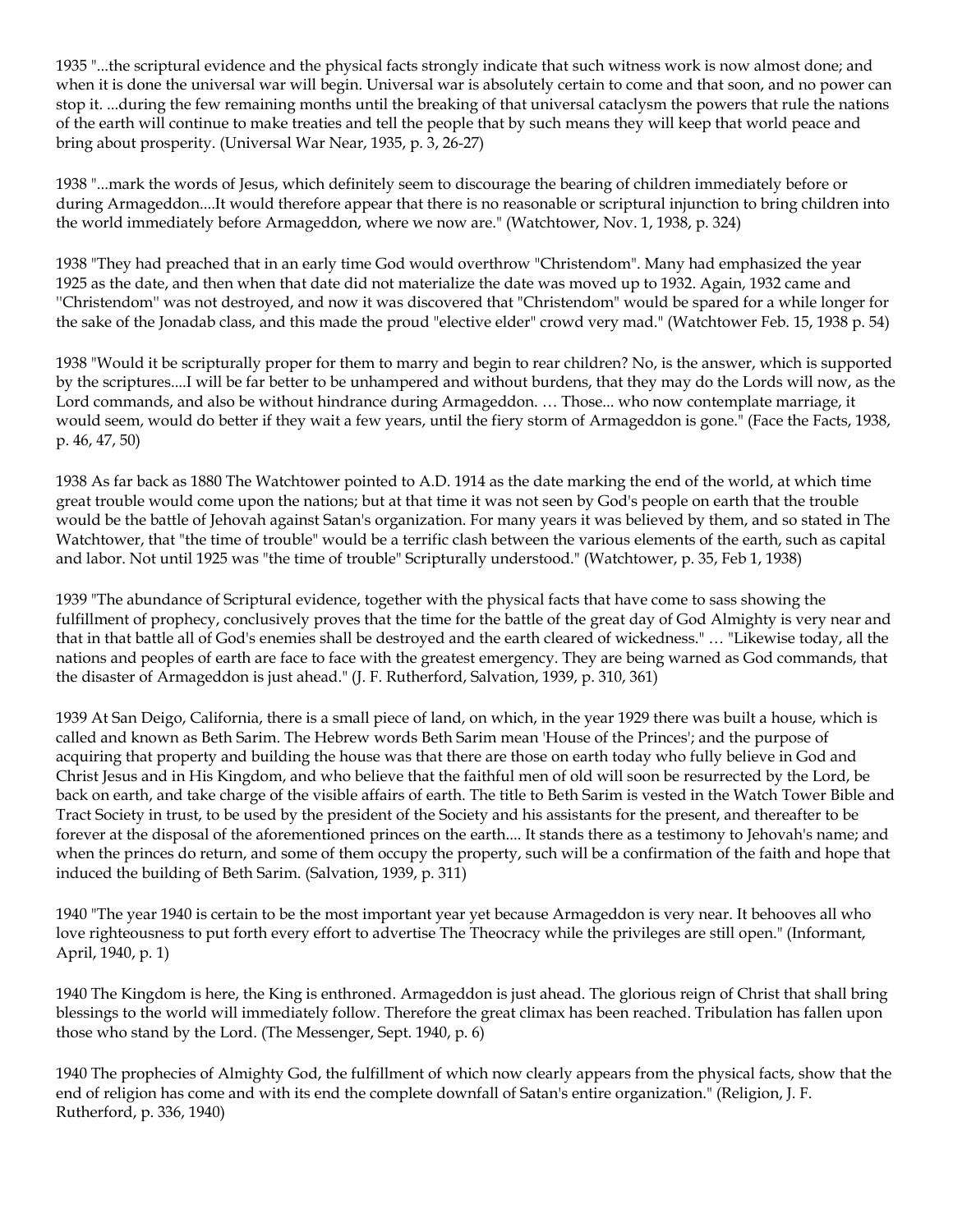1935 "...the scriptural evidence and the physical facts strongly indicate that such witness work is now almost done; and when it is done the universal war will begin. Universal war is absolutely certain to come and that soon, and no power can stop it. ...during the few remaining months until the breaking of that universal cataclysm the powers that rule the nations of the earth will continue to make treaties and tell the people that by such means they will keep that world peace and bring about prosperity. (Universal War Near, 1935, p. 3, 26-27)

1938 "...mark the words of Jesus, which definitely seem to discourage the bearing of children immediately before or during Armageddon....It would therefore appear that there is no reasonable or scriptural injunction to bring children into the world immediately before Armageddon, where we now are." (Watchtower, Nov. 1, 1938, p. 324)

1938 "They had preached that in an early time God would overthrow "Christendom". Many had emphasized the year 1925 as the date, and then when that date did not materialize the date was moved up to 1932. Again, 1932 came and ''Christendom" was not destroyed, and now it was discovered that "Christendom" would be spared for a while longer for the sake of the Jonadab class, and this made the proud "elective elder" crowd very mad." (Watchtower Feb. 15, 1938 p. 54)

1938 "Would it be scripturally proper for them to marry and begin to rear children? No, is the answer, which is supported by the scriptures....I will be far better to be unhampered and without burdens, that they may do the Lords will now, as the Lord commands, and also be without hindrance during Armageddon. … Those... who now contemplate marriage, it would seem, would do better if they wait a few years, until the fiery storm of Armageddon is gone." (Face the Facts, 1938, p. 46, 47, 50)

1938 As far back as 1880 The Watchtower pointed to A.D. 1914 as the date marking the end of the world, at which time great trouble would come upon the nations; but at that time it was not seen by God's people on earth that the trouble would be the battle of Jehovah against Satan's organization. For many years it was believed by them, and so stated in The Watchtower, that "the time of trouble" would be a terrific clash between the various elements of the earth, such as capital and labor. Not until 1925 was "the time of trouble" Scripturally understood." (Watchtower, p. 35, Feb 1, 1938)

1939 "The abundance of Scriptural evidence, together with the physical facts that have come to sass showing the fulfillment of prophecy, conclusively proves that the time for the battle of the great day of God Almighty is very near and that in that battle all of God's enemies shall be destroyed and the earth cleared of wickedness." … "Likewise today, all the nations and peoples of earth are face to face with the greatest emergency. They are being warned as God commands, that the disaster of Armageddon is just ahead." (J. F. Rutherford, Salvation, 1939, p. 310, 361)

1939 At San Deigo, California, there is a small piece of land, on which, in the year 1929 there was built a house, which is called and known as Beth Sarim. The Hebrew words Beth Sarim mean 'House of the Princes'; and the purpose of acquiring that property and building the house was that there are those on earth today who fully believe in God and Christ Jesus and in His Kingdom, and who believe that the faithful men of old will soon be resurrected by the Lord, be back on earth, and take charge of the visible affairs of earth. The title to Beth Sarim is vested in the Watch Tower Bible and Tract Society in trust, to be used by the president of the Society and his assistants for the present, and thereafter to be forever at the disposal of the aforementioned princes on the earth.... It stands there as a testimony to Jehovah's name; and when the princes do return, and some of them occupy the property, such will be a confirmation of the faith and hope that induced the building of Beth Sarim. (Salvation, 1939, p. 311)

1940 "The year 1940 is certain to be the most important year yet because Armageddon is very near. It behooves all who love righteousness to put forth every effort to advertise The Theocracy while the privileges are still open." (Informant, April, 1940, p. 1)

1940 The Kingdom is here, the King is enthroned. Armageddon is just ahead. The glorious reign of Christ that shall bring blessings to the world will immediately follow. Therefore the great climax has been reached. Tribulation has fallen upon those who stand by the Lord. (The Messenger, Sept. 1940, p. 6)

1940 The prophecies of Almighty God, the fulfillment of which now clearly appears from the physical facts, show that the end of religion has come and with its end the complete downfall of Satan's entire organization." (Religion, J. F. Rutherford, p. 336, 1940)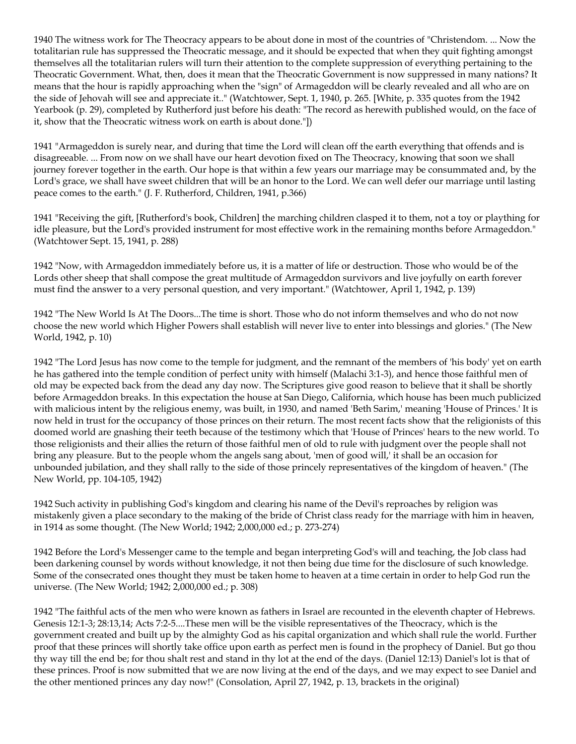1940 The witness work for The Theocracy appears to be about done in most of the countries of "Christendom. ... Now the totalitarian rule has suppressed the Theocratic message, and it should be expected that when they quit fighting amongst themselves all the totalitarian rulers will turn their attention to the complete suppression of everything pertaining to the Theocratic Government. What, then, does it mean that the Theocratic Government is now suppressed in many nations? It means that the hour is rapidly approaching when the "sign" of Armageddon will be clearly revealed and all who are on the side of Jehovah will see and appreciate it.." (Watchtower, Sept. 1, 1940, p. 265. [White, p. 335 quotes from the 1942 Yearbook (p. 29), completed by Rutherford just before his death: "The record as herewith published would, on the face of it, show that the Theocratic witness work on earth is about done."])

1941 "Armageddon is surely near, and during that time the Lord will clean off the earth everything that offends and is disagreeable. ... From now on we shall have our heart devotion fixed on The Theocracy, knowing that soon we shall journey forever together in the earth. Our hope is that within a few years our marriage may be consummated and, by the Lord's grace, we shall have sweet children that will be an honor to the Lord. We can well defer our marriage until lasting peace comes to the earth." (J. F. Rutherford, Children, 1941, p.366)

1941 "Receiving the gift, [Rutherford's book, Children] the marching children clasped it to them, not a toy or plaything for idle pleasure, but the Lord's provided instrument for most effective work in the remaining months before Armageddon." (Watchtower Sept. 15, 1941, p. 288)

1942 "Now, with Armageddon immediately before us, it is a matter of life or destruction. Those who would be of the Lords other sheep that shall compose the great multitude of Armageddon survivors and live joyfully on earth forever must find the answer to a very personal question, and very important." (Watchtower, April 1, 1942, p. 139)

1942 "The New World Is At The Doors...The time is short. Those who do not inform themselves and who do not now choose the new world which Higher Powers shall establish will never live to enter into blessings and glories." (The New World, 1942, p. 10)

1942 "The Lord Jesus has now come to the temple for judgment, and the remnant of the members of 'his body' yet on earth he has gathered into the temple condition of perfect unity with himself (Malachi 3:1-3), and hence those faithful men of old may be expected back from the dead any day now. The Scriptures give good reason to believe that it shall be shortly before Armageddon breaks. In this expectation the house at San Diego, California, which house has been much publicized with malicious intent by the religious enemy, was built, in 1930, and named 'Beth Sarim,' meaning 'House of Princes.' It is now held in trust for the occupancy of those princes on their return. The most recent facts show that the religionists of this doomed world are gnashing their teeth because of the testimony which that 'House of Princes' hears to the new world. To those religionists and their allies the return of those faithful men of old to rule with judgment over the people shall not bring any pleasure. But to the people whom the angels sang about, 'men of good will,' it shall be an occasion for unbounded jubilation, and they shall rally to the side of those princely representatives of the kingdom of heaven." (The New World, pp. 104-105, 1942)

1942 Such activity in publishing God's kingdom and clearing his name of the Devil's reproaches by religion was mistakenly given a place secondary to the making of the bride of Christ class ready for the marriage with him in heaven, in 1914 as some thought. (The New World; 1942; 2,000,000 ed.; p. 273-274)

1942 Before the Lord's Messenger came to the temple and began interpreting God's will and teaching, the Job class had been darkening counsel by words without knowledge, it not then being due time for the disclosure of such knowledge. Some of the consecrated ones thought they must be taken home to heaven at a time certain in order to help God run the universe. (The New World; 1942; 2,000,000 ed.; p. 308)

1942 "The faithful acts of the men who were known as fathers in Israel are recounted in the eleventh chapter of Hebrews. Genesis 12:1-3; 28:13,14; Acts 7:2-5....These men will be the visible representatives of the Theocracy, which is the government created and built up by the almighty God as his capital organization and which shall rule the world. Further proof that these princes will shortly take office upon earth as perfect men is found in the prophecy of Daniel. But go thou thy way till the end be; for thou shalt rest and stand in thy lot at the end of the days. (Daniel 12:13) Daniel's lot is that of these princes. Proof is now submitted that we are now living at the end of the days, and we may expect to see Daniel and the other mentioned princes any day now!" (Consolation, April 27, 1942, p. 13, brackets in the original)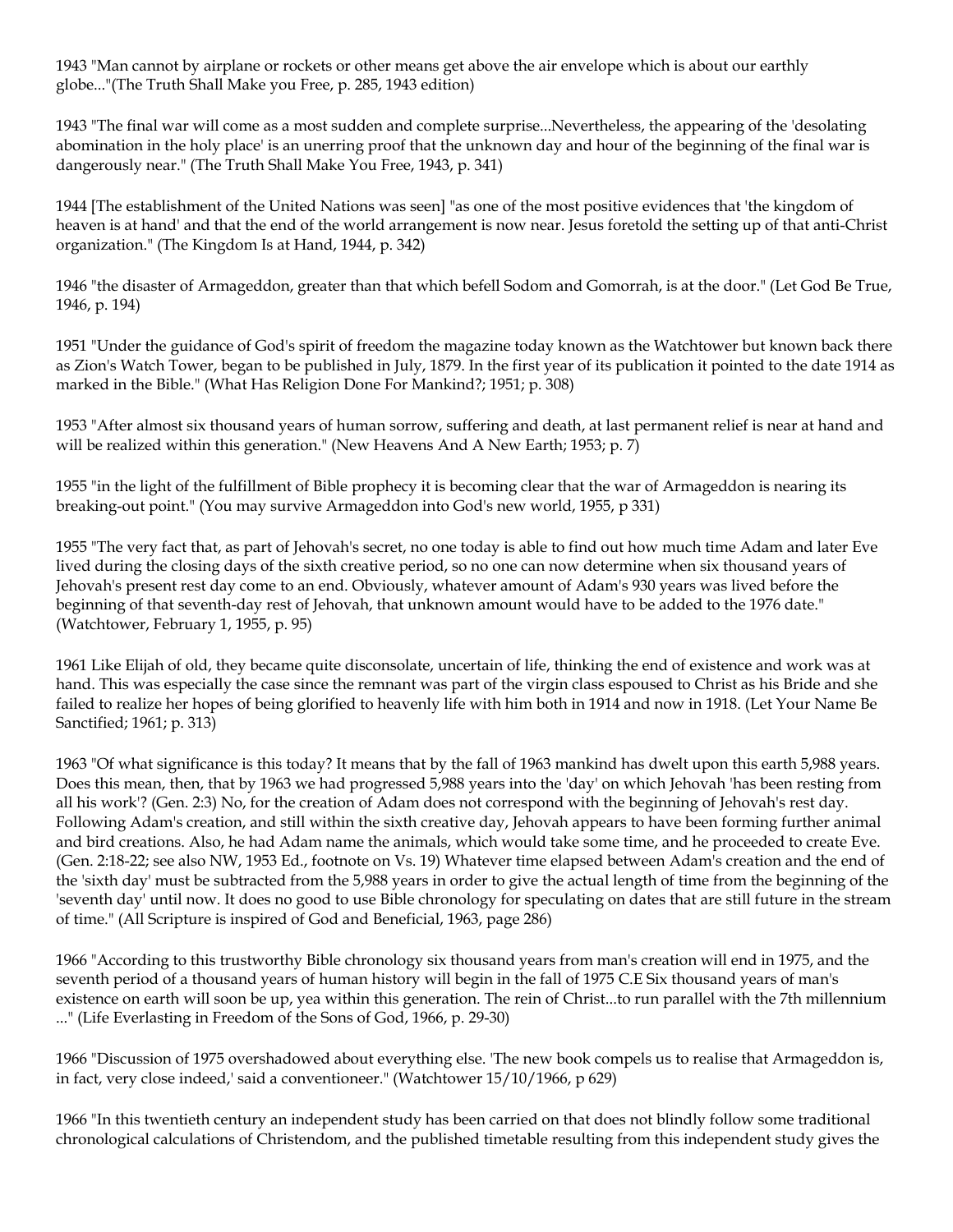1943 "Man cannot by airplane or rockets or other means get above the air envelope which is about our earthly globe..."(The Truth Shall Make you Free, p. 285, 1943 edition)

1943 "The final war will come as a most sudden and complete surprise...Nevertheless, the appearing of the 'desolating abomination in the holy place' is an unerring proof that the unknown day and hour of the beginning of the final war is dangerously near." (The Truth Shall Make You Free, 1943, p. 341)

1944 [The establishment of the United Nations was seen] "as one of the most positive evidences that 'the kingdom of heaven is at hand' and that the end of the world arrangement is now near. Jesus foretold the setting up of that anti-Christ organization." (The Kingdom Is at Hand, 1944, p. 342)

1946 "the disaster of Armageddon, greater than that which befell Sodom and Gomorrah, is at the door." (Let God Be True, 1946, p. 194)

1951 "Under the guidance of God's spirit of freedom the magazine today known as the Watchtower but known back there as Zion's Watch Tower, began to be published in July, 1879. In the first year of its publication it pointed to the date 1914 as marked in the Bible." (What Has Religion Done For Mankind?; 1951; p. 308)

1953 "After almost six thousand years of human sorrow, suffering and death, at last permanent relief is near at hand and will be realized within this generation." (New Heavens And A New Earth; 1953; p. 7)

1955 "in the light of the fulfillment of Bible prophecy it is becoming clear that the war of Armageddon is nearing its breaking-out point." (You may survive Armageddon into God's new world, 1955, p 331)

1955 "The very fact that, as part of Jehovah's secret, no one today is able to find out how much time Adam and later Eve lived during the closing days of the sixth creative period, so no one can now determine when six thousand years of Jehovah's present rest day come to an end. Obviously, whatever amount of Adam's 930 years was lived before the beginning of that seventh-day rest of Jehovah, that unknown amount would have to be added to the 1976 date." (Watchtower, February 1, 1955, p. 95)

1961 Like Elijah of old, they became quite disconsolate, uncertain of life, thinking the end of existence and work was at hand. This was especially the case since the remnant was part of the virgin class espoused to Christ as his Bride and she failed to realize her hopes of being glorified to heavenly life with him both in 1914 and now in 1918. (Let Your Name Be Sanctified; 1961; p. 313)

1963 "Of what significance is this today? It means that by the fall of 1963 mankind has dwelt upon this earth 5,988 years. Does this mean, then, that by 1963 we had progressed 5,988 years into the 'day' on which Jehovah 'has been resting from all his work'? (Gen. 2:3) No, for the creation of Adam does not correspond with the beginning of Jehovah's rest day. Following Adam's creation, and still within the sixth creative day, Jehovah appears to have been forming further animal and bird creations. Also, he had Adam name the animals, which would take some time, and he proceeded to create Eve. (Gen. 2:18-22; see also NW, 1953 Ed., footnote on Vs. 19) Whatever time elapsed between Adam's creation and the end of the 'sixth day' must be subtracted from the 5,988 years in order to give the actual length of time from the beginning of the 'seventh day' until now. It does no good to use Bible chronology for speculating on dates that are still future in the stream of time." (All Scripture is inspired of God and Beneficial, 1963, page 286)

1966 "According to this trustworthy Bible chronology six thousand years from man's creation will end in 1975, and the seventh period of a thousand years of human history will begin in the fall of 1975 C.E Six thousand years of man's existence on earth will soon be up, yea within this generation. The rein of Christ...to run parallel with the 7th millennium ..." (Life Everlasting in Freedom of the Sons of God, 1966, p. 29-30)

1966 "Discussion of 1975 overshadowed about everything else. 'The new book compels us to realise that Armageddon is, in fact, very close indeed,' said a conventioneer." (Watchtower 15/10/1966, p 629)

1966 "In this twentieth century an independent study has been carried on that does not blindly follow some traditional chronological calculations of Christendom, and the published timetable resulting from this independent study gives the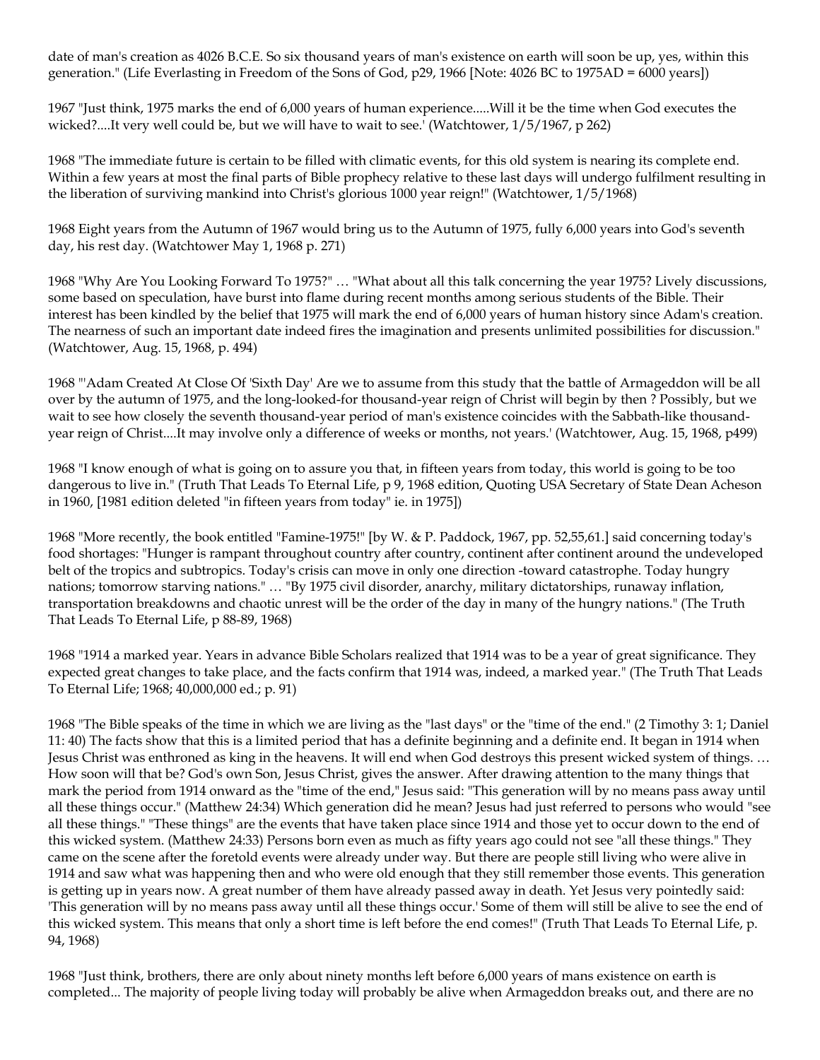date of man's creation as 4026 B.C.E. So six thousand years of man's existence on earth will soon be up, yes, within this generation." (Life Everlasting in Freedom of the Sons of God, p29, 1966 [Note: 4026 BC to 1975AD = 6000 years])

1967 "Just think, 1975 marks the end of 6,000 years of human experience.....Will it be the time when God executes the wicked?....It very well could be, but we will have to wait to see.' (Watchtower, 1/5/1967, p 262)

1968 "The immediate future is certain to be filled with climatic events, for this old system is nearing its complete end. Within a few years at most the final parts of Bible prophecy relative to these last days will undergo fulfilment resulting in the liberation of surviving mankind into Christ's glorious 1000 year reign!" (Watchtower, 1/5/1968)

1968 Eight years from the Autumn of 1967 would bring us to the Autumn of 1975, fully 6,000 years into God's seventh day, his rest day. (Watchtower May 1, 1968 p. 271)

1968 "Why Are You Looking Forward To 1975?" … "What about all this talk concerning the year 1975? Lively discussions, some based on speculation, have burst into flame during recent months among serious students of the Bible. Their interest has been kindled by the belief that 1975 will mark the end of 6,000 years of human history since Adam's creation. The nearness of such an important date indeed fires the imagination and presents unlimited possibilities for discussion." (Watchtower, Aug. 15, 1968, p. 494)

1968 "'Adam Created At Close Of 'Sixth Day' Are we to assume from this study that the battle of Armageddon will be all over by the autumn of 1975, and the long-looked-for thousand-year reign of Christ will begin by then ? Possibly, but we wait to see how closely the seventh thousand-year period of man's existence coincides with the Sabbath-like thousand-year reign of Christ....It may involve only a difference of weeks or months, not years.' (Watchtower, Aug. 15, 1968, p499)

1968 "I know enough of what is going on to assure you that, in fifteen years from today, this world is going to be too dangerous to live in." (Truth That Leads To Eternal Life, p 9, 1968 edition, Quoting USA Secretary of State Dean Acheson in 1960, [1981 edition deleted "in fifteen years from today" ie. in 1975])

1968 "More recently, the book entitled "Famine-1975!" [by W. & P. Paddock, 1967, pp. 52,55,61.] said concerning today's food shortages: "Hunger is rampant throughout country after country, continent after continent around the undeveloped belt of the tropics and subtropics. Today's crisis can move in only one direction -toward catastrophe. Today hungry nations; tomorrow starving nations." … "By 1975 civil disorder, anarchy, military dictatorships, runaway inflation, transportation breakdowns and chaotic unrest will be the order of the day in many of the hungry nations." (The Truth That Leads To Eternal Life, p 88-89, 1968)

1968 "1914 a marked year. Years in advance Bible Scholars realized that 1914 was to be a year of great significance. They expected great changes to take place, and the facts confirm that 1914 was, indeed, a marked year." (The Truth That Leads To Eternal Life; 1968; 40,000,000 ed.; p. 91)

1968 "The Bible speaks of the time in which we are living as the "last days" or the "time of the end." (2 Timothy 3: 1; Daniel 11: 40) The facts show that this is a limited period that has a definite beginning and a definite end. It began in 1914 when Jesus Christ was enthroned as king in the heavens. It will end when God destroys this present wicked system of things. … How soon will that be? God's own Son, Jesus Christ, gives the answer. After drawing attention to the many things that mark the period from 1914 onward as the "time of the end," Jesus said: "This generation will by no means pass away until all these things occur." (Matthew 24:34) Which generation did he mean? Jesus had just referred to persons who would "see all these things." "These things" are the events that have taken place since 1914 and those yet to occur down to the end of this wicked system. (Matthew 24:33) Persons born even as much as fifty years ago could not see "all these things." They came on the scene after the foretold events were already under way. But there are people still living who were alive in 1914 and saw what was happening then and who were old enough that they still remember those events. This generation is getting up in years now. A great number of them have already passed away in death. Yet Jesus very pointedly said: 'This generation will by no means pass away until all these things occur.' Some of them will still be alive to see the end of this wicked system. This means that only a short time is left before the end comes!" (Truth That Leads To Eternal Life, p. 94, 1968)

1968 "Just think, brothers, there are only about ninety months left before 6,000 years of mans existence on earth is completed... The majority of people living today will probably be alive when Armageddon breaks out, and there are no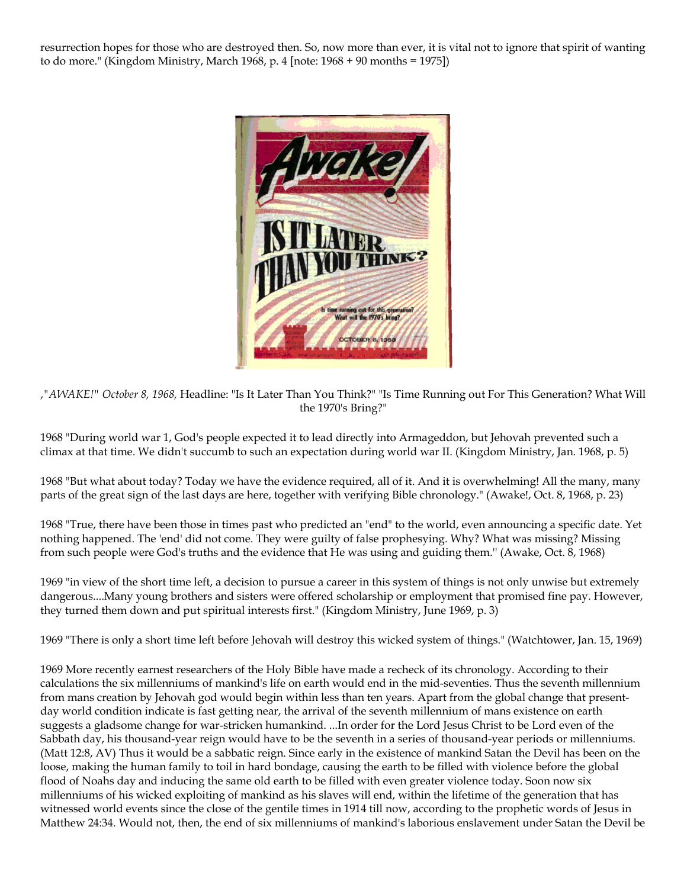resurrection hopes for those who are destroyed then. So, now more than ever, it is vital not to ignore that spirit of wanting to do more." (Kingdom Ministry, March 1968, p. 4 [note: 1968 + 90 months = 1975])

,"*AWAKE!" October 8, 1968,* Headline: "Is It Later Than You Think?" "Is Time Running out For This Generation? What Will the 1970's Bring?"

1968 "During world war 1, God's people expected it to lead directly into Armageddon, but Jehovah prevented such a climax at that time. We didn't succumb to such an expectation during world war II. (Kingdom Ministry, Jan. 1968, p. 5)

1968 "But what about today? Today we have the evidence required, all of it. And it is overwhelming! All the many, many parts of the great sign of the last days are here, together with verifying Bible chronology." (Awake!, Oct. 8, 1968, p. 23)

1968 "True, there have been those in times past who predicted an "end" to the world, even announcing a specific date. Yet nothing happened. The 'end' did not come. They were guilty of false prophesying. Why? What was missing? Missing from such people were God's truths and the evidence that He was using and guiding them.'' (Awake, Oct. 8, 1968)

1969 "in view of the short time left, a decision to pursue a career in this system of things is not only unwise but extremely dangerous....Many young brothers and sisters were offered scholarship or employment that promised fine pay. However, they turned them down and put spiritual interests first." (Kingdom Ministry, June 1969, p. 3)

1969 "There is only a short time left before Jehovah will destroy this wicked system of things." (Watchtower, Jan. 15, 1969)

1969 More recently earnest researchers of the Holy Bible have made a recheck of its chronology. According to their calculations the six millenniums of mankind's life on earth would end in the mid-seventies. Thus the seventh millennium from mans creation by Jehovah god would begin within less than ten years. Apart from the global change that present-day world condition indicate is fast getting near, the arrival of the seventh millennium of mans existence on earth suggests a gladsome change for war-stricken humankind. ...In order for the Lord Jesus Christ to be Lord even of the Sabbath day, his thousand-year reign would have to be the seventh in a series of thousand-year periods or millenniums. (Matt 12:8, AV) Thus it would be a sabbatic reign. Since early in the existence of mankind Satan the Devil has been on the loose, making the human family to toil in hard bondage, causing the earth to be filled with violence before the global flood of Noahs day and inducing the same old earth to be filled with even greater violence today. Soon now six millenniums of his wicked exploiting of mankind as his slaves will end, within the lifetime of the generation that has witnessed world events since the close of the gentile times in 1914 till now, according to the prophetic words of Jesus in Matthew 24:34. Would not, then, the end of six millenniums of mankind's laborious enslavement under Satan the Devil be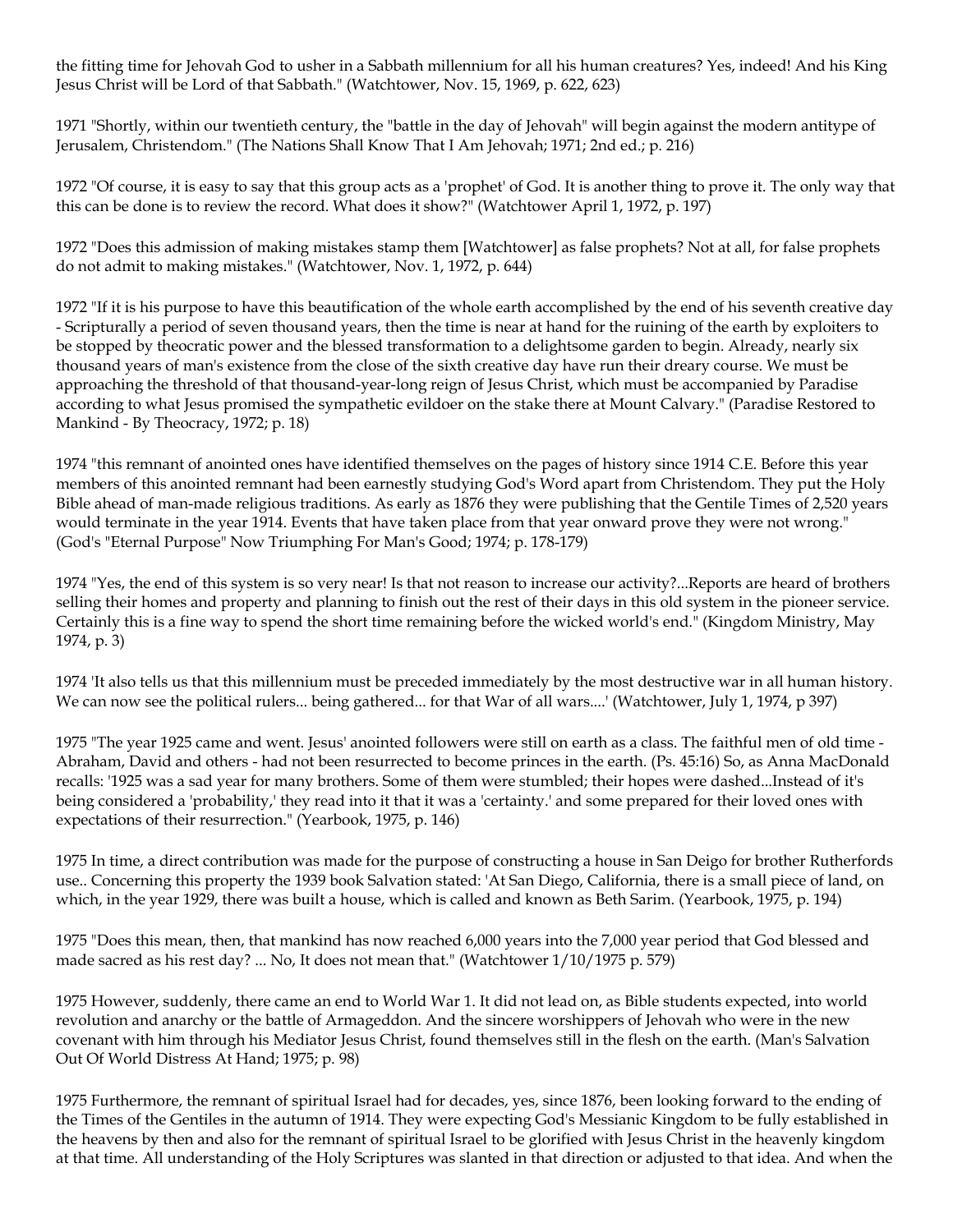the fitting time for Jehovah God to usher in a Sabbath millennium for all his human creatures? Yes, indeed! And his King Jesus Christ will be Lord of that Sabbath." (Watchtower, Nov. 15, 1969, p. 622, 623)

1971 "Shortly, within our twentieth century, the "battle in the day of Jehovah" will begin against the modern antitype of Jerusalem, Christendom." (The Nations Shall Know That I Am Jehovah; 1971; 2nd ed.; p. 216)

1972 "Of course, it is easy to say that this group acts as a 'prophet' of God. It is another thing to prove it. The only way that this can be done is to review the record. What does it show?" (Watchtower April 1, 1972, p. 197)

1972 "Does this admission of making mistakes stamp them [Watchtower] as false prophets? Not at all, for false prophets do not admit to making mistakes." (Watchtower, Nov. 1, 1972, p. 644)

1972 "If it is his purpose to have this beautification of the whole earth accomplished by the end of his seventh creative day - Scripturally a period of seven thousand years, then the time is near at hand for the ruining of the earth by exploiters to be stopped by theocratic power and the blessed transformation to a delightsome garden to begin. Already, nearly six thousand years of man's existence from the close of the sixth creative day have run their dreary course. We must be approaching the threshold of that thousand-year-long reign of Jesus Christ, which must be accompanied by Paradise according to what Jesus promised the sympathetic evildoer on the stake there at Mount Calvary." (Paradise Restored to Mankind - By Theocracy, 1972; p. 18)

1974 "this remnant of anointed ones have identified themselves on the pages of history since 1914 C.E. Before this year members of this anointed remnant had been earnestly studying God's Word apart from Christendom. They put the Holy Bible ahead of man-made religious traditions. As early as 1876 they were publishing that the Gentile Times of 2,520 years would terminate in the year 1914. Events that have taken place from that year onward prove they were not wrong." (God's "Eternal Purpose" Now Triumphing For Man's Good; 1974; p. 178-179)

1974 "Yes, the end of this system is so very near! Is that not reason to increase our activity?...Reports are heard of brothers selling their homes and property and planning to finish out the rest of their days in this old system in the pioneer service. Certainly this is a fine way to spend the short time remaining before the wicked world's end." (Kingdom Ministry, May 1974, p. 3)

1974 'It also tells us that this millennium must be preceded immediately by the most destructive war in all human history. We can now see the political rulers... being gathered... for that War of all wars....' (Watchtower, July 1, 1974, p 397)

1975 "The year 1925 came and went. Jesus' anointed followers were still on earth as a class. The faithful men of old time - Abraham, David and others - had not been resurrected to become princes in the earth. (Ps. 45:16) So, as Anna MacDonald recalls: '1925 was a sad year for many brothers. Some of them were stumbled; their hopes were dashed...Instead of it's being considered a 'probability,' they read into it that it was a 'certainty.' and some prepared for their loved ones with expectations of their resurrection." (Yearbook, 1975, p. 146)

1975 In time, a direct contribution was made for the purpose of constructing a house in San Deigo for brother Rutherfords use.. Concerning this property the 1939 book Salvation stated: 'At San Diego, California, there is a small piece of land, on which, in the year 1929, there was built a house, which is called and known as Beth Sarim. (Yearbook, 1975, p. 194)

1975 "Does this mean, then, that mankind has now reached 6,000 years into the 7,000 year period that God blessed and made sacred as his rest day? ... No, It does not mean that." (Watchtower 1/10/1975 p. 579)

1975 However, suddenly, there came an end to World War 1. It did not lead on, as Bible students expected, into world revolution and anarchy or the battle of Armageddon. And the sincere worshippers of Jehovah who were in the new covenant with him through his Mediator Jesus Christ, found themselves still in the flesh on the earth. (Man's Salvation Out Of World Distress At Hand; 1975; p. 98)

1975 Furthermore, the remnant of spiritual Israel had for decades, yes, since 1876, been looking forward to the ending of the Times of the Gentiles in the autumn of 1914. They were expecting God's Messianic Kingdom to be fully established in the heavens by then and also for the remnant of spiritual Israel to be glorified with Jesus Christ in the heavenly kingdom at that time. All understanding of the Holy Scriptures was slanted in that direction or adjusted to that idea. And when the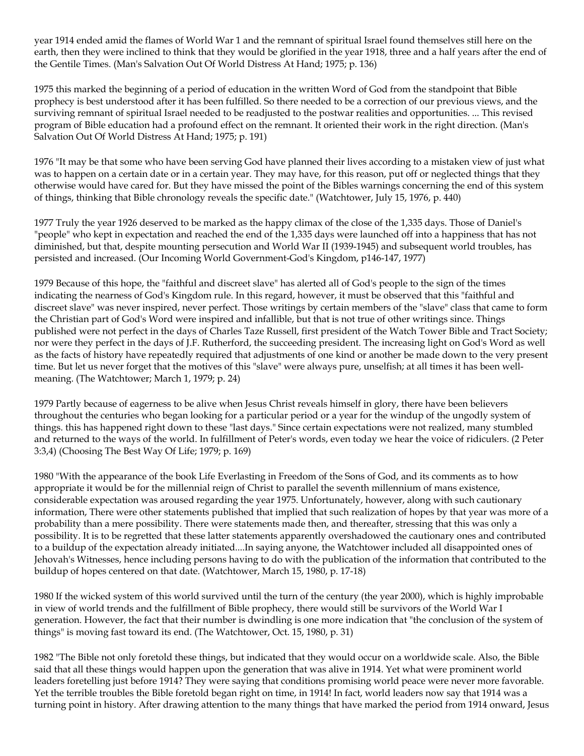year 1914 ended amid the flames of World War 1 and the remnant of spiritual Israel found themselves still here on the earth, then they were inclined to think that they would be glorified in the year 1918, three and a half years after the end of the Gentile Times. (Man's Salvation Out Of World Distress At Hand; 1975; p. 136)

1975 this marked the beginning of a period of education in the written Word of God from the standpoint that Bible prophecy is best understood after it has been fulfilled. So there needed to be a correction of our previous views, and the surviving remnant of spiritual Israel needed to be readjusted to the postwar realities and opportunities. ... This revised program of Bible education had a profound effect on the remnant. It oriented their work in the right direction. (Man's Salvation Out Of World Distress At Hand; 1975; p. 191)

1976 "It may be that some who have been serving God have planned their lives according to a mistaken view of just what was to happen on a certain date or in a certain year. They may have, for this reason, put off or neglected things that they otherwise would have cared for. But they have missed the point of the Bibles warnings concerning the end of this system of things, thinking that Bible chronology reveals the specific date." (Watchtower, July 15, 1976, p. 440)

1977 Truly the year 1926 deserved to be marked as the happy climax of the close of the 1,335 days. Those of Daniel's "people" who kept in expectation and reached the end of the 1,335 days were launched off into a happiness that has not diminished, but that, despite mounting persecution and World War II (1939-1945) and subsequent world troubles, has persisted and increased. (Our Incoming World Government-God's Kingdom, p146-147, 1977)

1979 Because of this hope, the "faithful and discreet slave" has alerted all of God's people to the sign of the times indicating the nearness of God's Kingdom rule. In this regard, however, it must be observed that this "faithful and discreet slave" was never inspired, never perfect. Those writings by certain members of the "slave" class that came to form the Christian part of God's Word were inspired and infallible, but that is not true of other writings since. Things published were not perfect in the days of Charles Taze Russell, first president of the Watch Tower Bible and Tract Society; nor were they perfect in the days of J.F. Rutherford, the succeeding president. The increasing light on God's Word as well as the facts of history have repeatedly required that adjustments of one kind or another be made down to the very present time. But let us never forget that the motives of this "slave" were always pure, unselfish; at all times it has been well-meaning. (The Watchtower; March 1, 1979; p. 24)

1979 Partly because of eagerness to be alive when Jesus Christ reveals himself in glory, there have been believers throughout the centuries who began looking for a particular period or a year for the windup of the ungodly system of things. this has happened right down to these "last days." Since certain expectations were not realized, many stumbled and returned to the ways of the world. In fulfillment of Peter's words, even today we hear the voice of ridiculers. (2 Peter 3:3,4) (Choosing The Best Way Of Life; 1979; p. 169)

1980 "With the appearance of the book Life Everlasting in Freedom of the Sons of God, and its comments as to how appropriate it would be for the millennial reign of Christ to parallel the seventh millennium of mans existence, considerable expectation was aroused regarding the year 1975. Unfortunately, however, along with such cautionary information, There were other statements published that implied that such realization of hopes by that year was more of a probability than a mere possibility. There were statements made then, and thereafter, stressing that this was only a possibility. It is to be regretted that these latter statements apparently overshadowed the cautionary ones and contributed to a buildup of the expectation already initiated....In saying anyone, the Watchtower included all disappointed ones of Jehovah's Witnesses, hence including persons having to do with the publication of the information that contributed to the buildup of hopes centered on that date. (Watchtower, March 15, 1980, p. 17-18)

1980 If the wicked system of this world survived until the turn of the century (the year 2000), which is highly improbable in view of world trends and the fulfillment of Bible prophecy, there would still be survivors of the World War I generation. However, the fact that their number is dwindling is one more indication that "the conclusion of the system of things" is moving fast toward its end. (The Watchtower, Oct. 15, 1980, p. 31)

1982 "The Bible not only foretold these things, but indicated that they would occur on a worldwide scale. Also, the Bible said that all these things would happen upon the generation that was alive in 1914. Yet what were prominent world leaders foretelling just before 1914? They were saying that conditions promising world peace were never more favorable. Yet the terrible troubles the Bible foretold began right on time, in 1914! In fact, world leaders now say that 1914 was a turning point in history. After drawing attention to the many things that have marked the period from 1914 onward, Jesus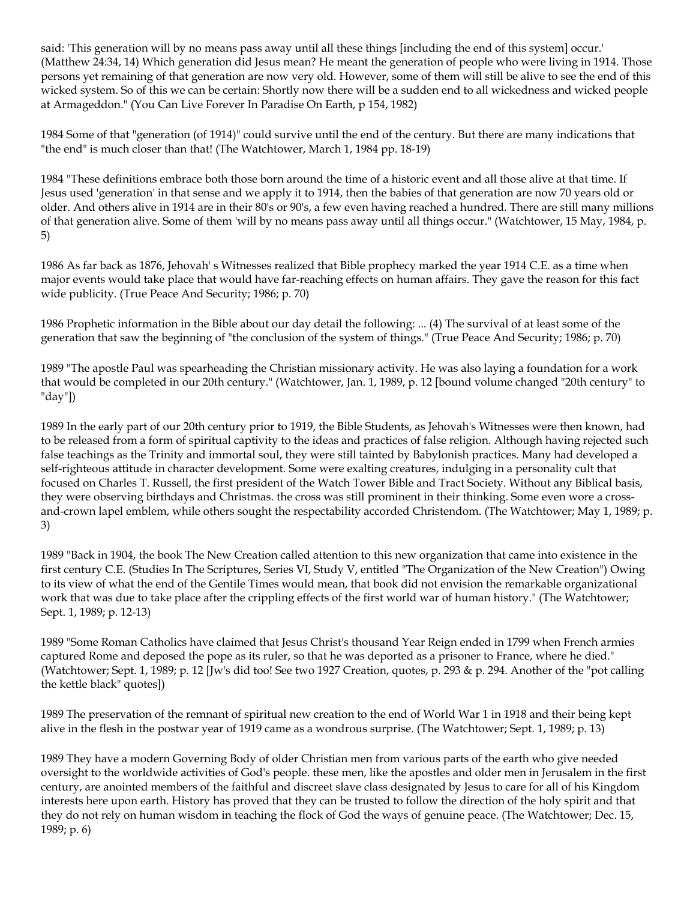said: 'This generation will by no means pass away until all these things [including the end of this system] occur.' (Matthew 24:34, 14) Which generation did Jesus mean? He meant the generation of people who were living in 1914. Those persons yet remaining of that generation are now very old. However, some of them will still be alive to see the end of this wicked system. So of this we can be certain: Shortly now there will be a sudden end to all wickedness and wicked people at Armageddon." (You Can Live Forever In Paradise On Earth, p 154, 1982)

1984 Some of that "generation (of 1914)" could survive until the end of the century. But there are many indications that "the end" is much closer than that! (The Watchtower, March 1, 1984 pp. 18-19)

1984 "These definitions embrace both those born around the time of a historic event and all those alive at that time. If Jesus used 'generation' in that sense and we apply it to 1914, then the babies of that generation are now 70 years old or older. And others alive in 1914 are in their 80's or 90's, a few even having reached a hundred. There are still many millions of that generation alive. Some of them 'will by no means pass away until all things occur." (Watchtower, 15 May, 1984, p. 5)

1986 As far back as 1876, Jehovah' s Witnesses realized that Bible prophecy marked the year 1914 C.E. as a time when major events would take place that would have far-reaching effects on human affairs. They gave the reason for this fact wide publicity. (True Peace And Security; 1986; p. 70)

1986 Prophetic information in the Bible about our day detail the following: ... (4) The survival of at least some of the generation that saw the beginning of "the conclusion of the system of things." (True Peace And Security; 1986; p. 70)

1989 "The apostle Paul was spearheading the Christian missionary activity. He was also laying a foundation for a work that would be completed in our 20th century." (Watchtower, Jan. 1, 1989, p. 12 [bound volume changed "20th century" to "day"])

1989 In the early part of our 20th century prior to 1919, the Bible Students, as Jehovah's Witnesses were then known, had to be released from a form of spiritual captivity to the ideas and practices of false religion. Although having rejected such false teachings as the Trinity and immortal soul, they were still tainted by Babylonish practices. Many had developed a self-righteous attitude in character development. Some were exalting creatures, indulging in a personality cult that focused on Charles T. Russell, the first president of the Watch Tower Bible and Tract Society. Without any Biblical basis, they were observing birthdays and Christmas. the cross was still prominent in their thinking. Some even wore a cross-and-crown lapel emblem, while others sought the respectability accorded Christendom. (The Watchtower; May 1, 1989; p. 3)

1989 "Back in 1904, the book The New Creation called attention to this new organization that came into existence in the first century C.E. (Studies In The Scriptures, Series VI, Study V, entitled "The Organization of the New Creation") Owing to its view of what the end of the Gentile Times would mean, that book did not envision the remarkable organizational work that was due to take place after the crippling effects of the first world war of human history." (The Watchtower; Sept. 1, 1989; p. 12-13)

1989 "Some Roman Catholics have claimed that Jesus Christ's thousand Year Reign ended in 1799 when French armies captured Rome and deposed the pope as its ruler, so that he was deported as a prisoner to France, where he died." (Watchtower; Sept. 1, 1989; p. 12 [Jw's did too! See two 1927 Creation, quotes, p. 293 & p. 294. Another of the "pot calling the kettle black" quotes])

1989 The preservation of the remnant of spiritual new creation to the end of World War 1 in 1918 and their being kept alive in the flesh in the postwar year of 1919 came as a wondrous surprise. (The Watchtower; Sept. 1, 1989; p. 13)

1989 They have a modern Governing Body of older Christian men from various parts of the earth who give needed oversight to the worldwide activities of God's people. these men, like the apostles and older men in Jerusalem in the first century, are anointed members of the faithful and discreet slave class designated by Jesus to care for all of his Kingdom interests here upon earth. History has proved that they can be trusted to follow the direction of the holy spirit and that they do not rely on human wisdom in teaching the flock of God the ways of genuine peace. (The Watchtower; Dec. 15, 1989; p. 6)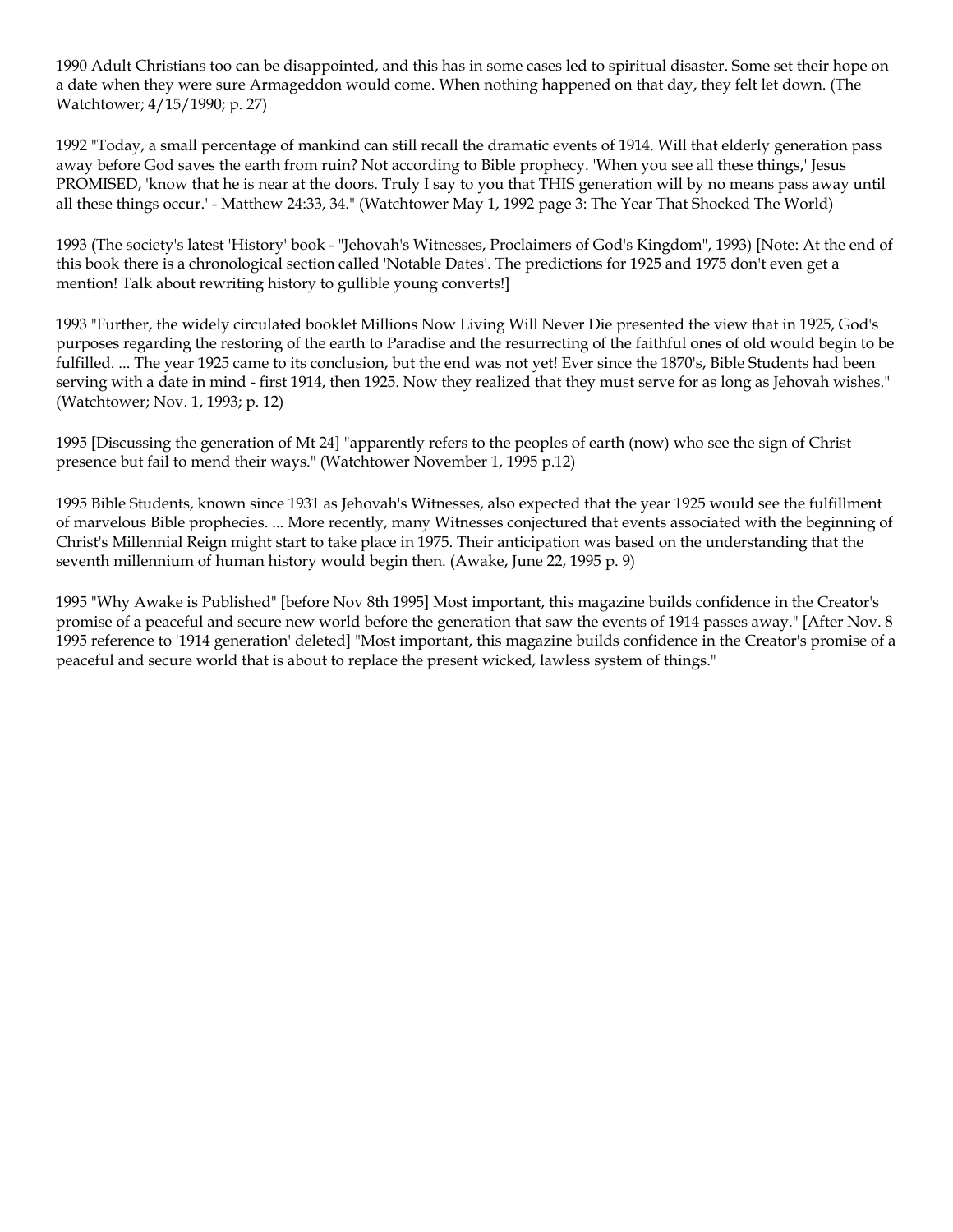1990 Adult Christians too can be disappointed, and this has in some cases led to spiritual disaster. Some set their hope on a date when they were sure Armageddon would come. When nothing happened on that day, they felt let down. (The Watchtower; 4/15/1990; p. 27)

1992 "Today, a small percentage of mankind can still recall the dramatic events of 1914. Will that elderly generation pass away before God saves the earth from ruin? Not according to Bible prophecy. 'When you see all these things,' Jesus PROMISED, 'know that he is near at the doors. Truly I say to you that THIS generation will by no means pass away until all these things occur.' - Matthew 24:33, 34." (Watchtower May 1, 1992 page 3: The Year That Shocked The World)

1993 (The society's latest 'History' book - "Jehovah's Witnesses, Proclaimers of God's Kingdom", 1993) [Note: At the end of this book there is a chronological section called 'Notable Dates'. The predictions for 1925 and 1975 don't even get a mention! Talk about rewriting history to gullible young converts!]

1993 "Further, the widely circulated booklet Millions Now Living Will Never Die presented the view that in 1925, God's purposes regarding the restoring of the earth to Paradise and the resurrecting of the faithful ones of old would begin to be fulfilled. ... The year 1925 came to its conclusion, but the end was not yet! Ever since the 1870's, Bible Students had been serving with a date in mind - first 1914, then 1925. Now they realized that they must serve for as long as Jehovah wishes." (Watchtower; Nov. 1, 1993; p. 12)

1995 [Discussing the generation of Mt 24] "apparently refers to the peoples of earth (now) who see the sign of Christ presence but fail to mend their ways." (Watchtower November 1, 1995 p.12)

1995 Bible Students, known since 1931 as Jehovah's Witnesses, also expected that the year 1925 would see the fulfillment of marvelous Bible prophecies. ... More recently, many Witnesses conjectured that events associated with the beginning of Christ's Millennial Reign might start to take place in 1975. Their anticipation was based on the understanding that the seventh millennium of human history would begin then. (Awake, June 22, 1995 p. 9)

1995 "Why Awake is Published" [before Nov 8th 1995] Most important, this magazine builds confidence in the Creator's promise of a peaceful and secure new world before the generation that saw the events of 1914 passes away." [After Nov. 8 1995 reference to '1914 generation' deleted] "Most important, this magazine builds confidence in the Creator's promise of a peaceful and secure world that is about to replace the present wicked, lawless system of things."